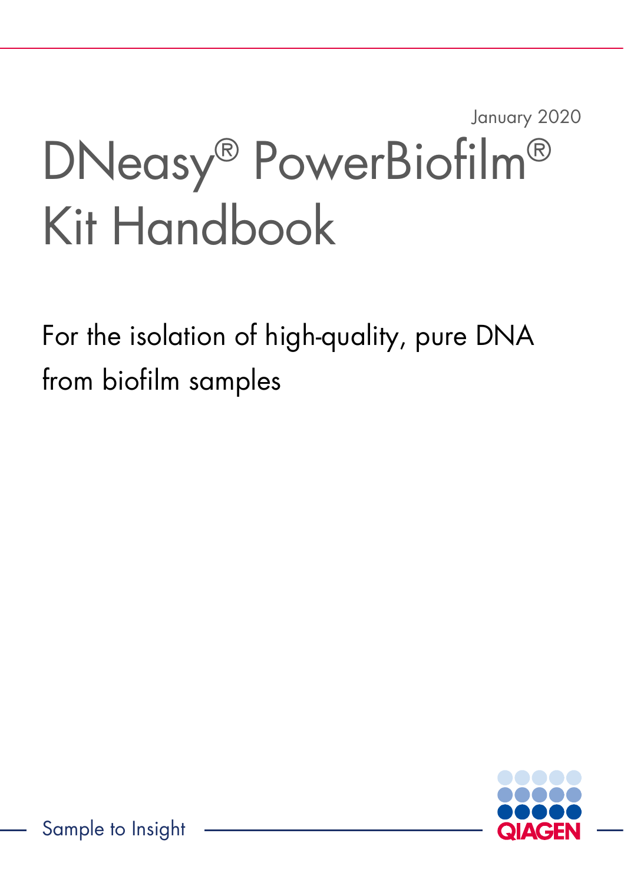January 2020

# DNeasy® PowerBiofilm® Kit Handbook

For the isolation of high-quality, pure DNA from biofilm samples

Sample to Insight

QIAGEN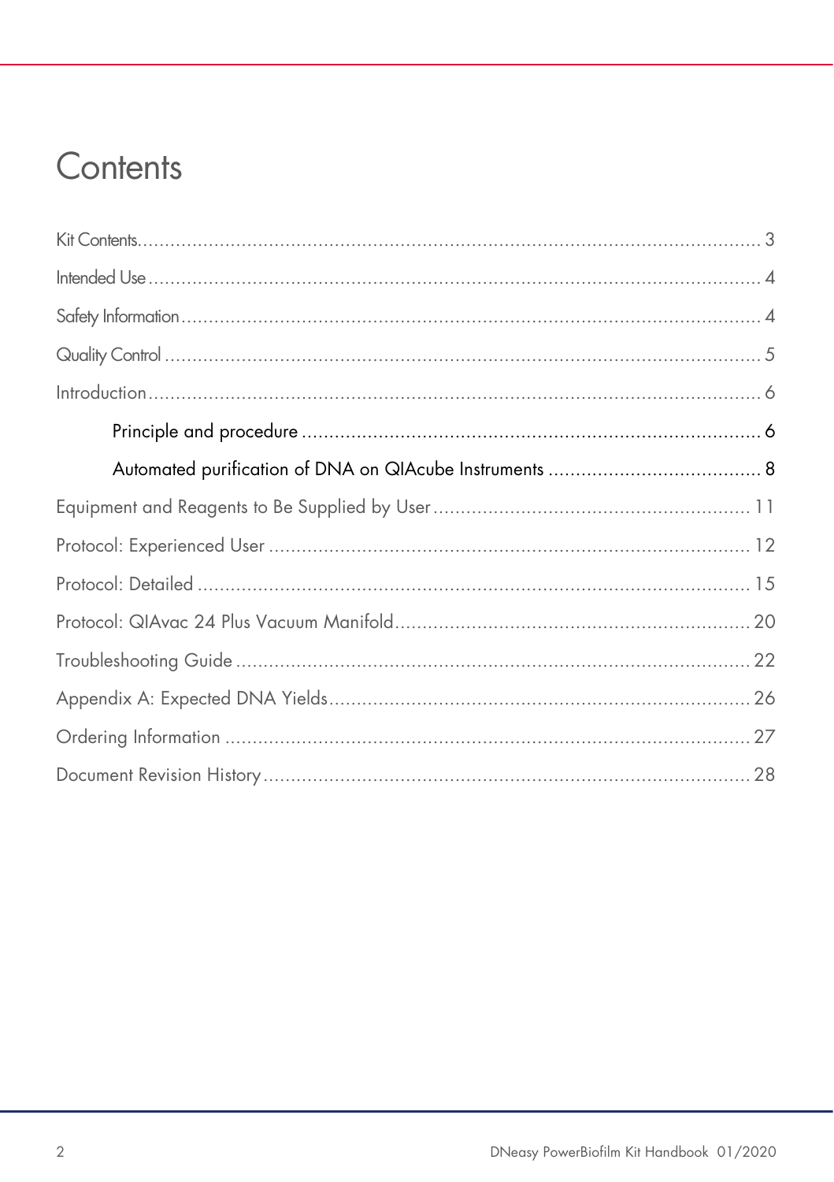# Contents

Kit Contents ........................................................................................................ 3

Intended Use ........................................................................................................ 4

Safety Information ................................................................................................ 4

Quality Control .................................................................................................... 5

Introduction .......................................................................................................... 6

- Principle and procedure ................................................................................ 6
- Automated purification of DNA on QIAcube Instruments ................................ 8

Equipment and Reagents to Be Supplied by User ................................................ 11

Protocol: Experienced User ................................................................................. 12

Protocol: Detailed ............................................................................................... 15

Protocol: QIAvac 24 Plus Vacuum Manifold ........................................................ 20

Troubleshooting Guide ........................................................................................ 22

Appendix A: Expected DNA Yields ...................................................................... 26

Ordering Information .......................................................................................... 27

Document Revision History .................................................................................. 28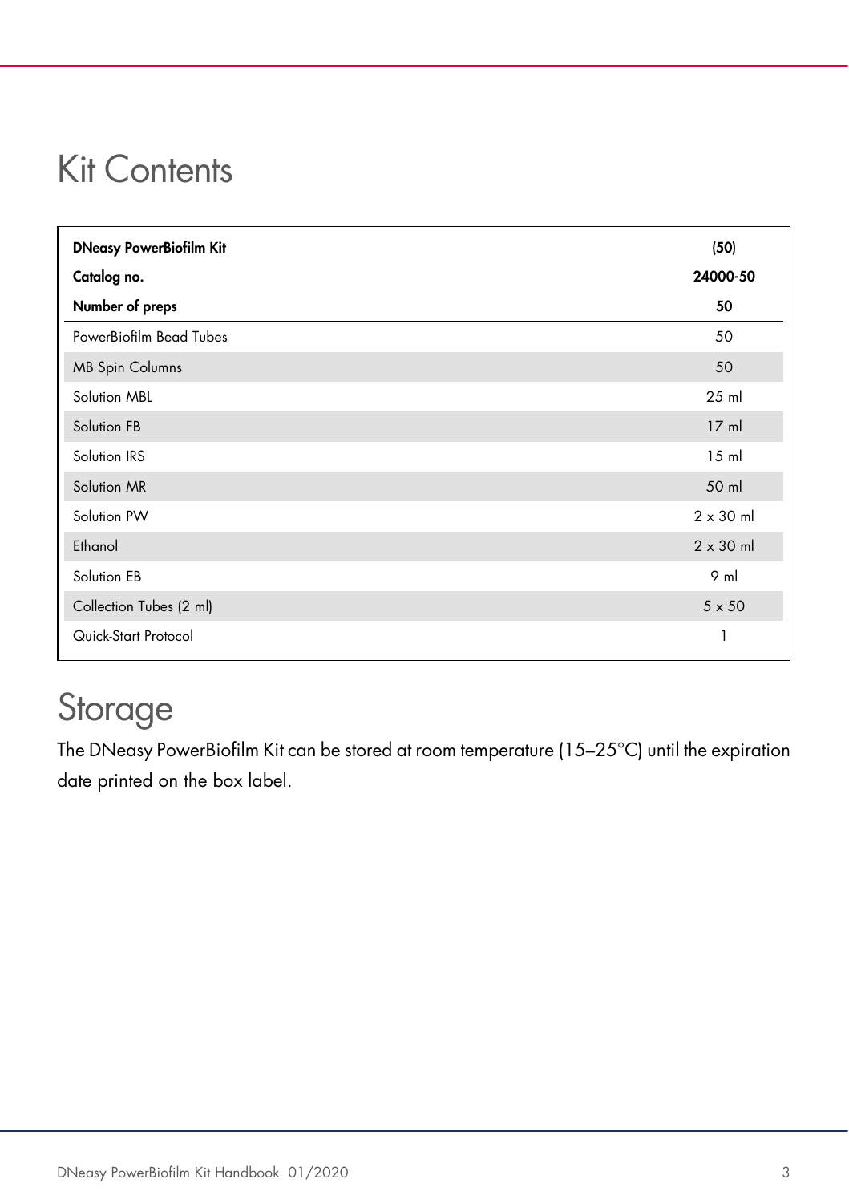# Kit Contents

| **DNeasy PowerBiofilm Kit** | **(50)** |
|---|---|
| **Catalog no.** | **24000-50** |
| **Number of preps** | **50** |
| PowerBiofilm Bead Tubes | 50 |
| MB Spin Columns | 50 |
| Solution MBL | 25 ml |
| Solution FB | 17 ml |
| Solution IRS | 15 ml |
| Solution MR | 50 ml |
| Solution PW | 2 x 30 ml |
| Ethanol | 2 x 30 ml |
| Solution EB | 9 ml |
| Collection Tubes (2 ml) | 5 x 50 |
| Quick-Start Protocol | 1 |

# Storage

The DNeasy PowerBiofilm Kit can be stored at room temperature (15–25°C) until the expiration date printed on the box label.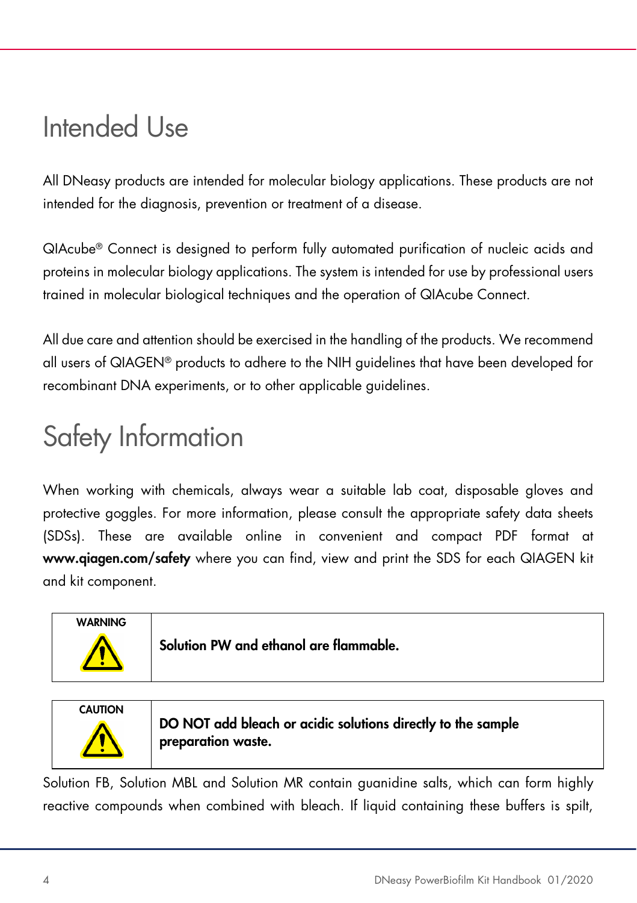# Intended Use

All DNeasy products are intended for molecular biology applications. These products are not intended for the diagnosis, prevention or treatment of a disease.

QIAcube® Connect is designed to perform fully automated purification of nucleic acids and proteins in molecular biology applications. The system is intended for use by professional users trained in molecular biological techniques and the operation of QIAcube Connect.

All due care and attention should be exercised in the handling of the products. We recommend all users of QIAGEN® products to adhere to the NIH guidelines that have been developed for recombinant DNA experiments, or to other applicable guidelines.

# Safety Information

When working with chemicals, always wear a suitable lab coat, disposable gloves and protective goggles. For more information, please consult the appropriate safety data sheets (SDSs). These are available online in convenient and compact PDF format at **www.qiagen.com/safety** where you can find, view and print the SDS for each QIAGEN kit and kit component.

| WARNING | **Solution PW and ethanol are flammable.** |
| --- | --- |

| CAUTION | **DO NOT add bleach or acidic solutions directly to the sample preparation waste.** |
| --- | --- |

Solution FB, Solution MBL and Solution MR contain guanidine salts, which can form highly reactive compounds when combined with bleach. If liquid containing these buffers is spilt,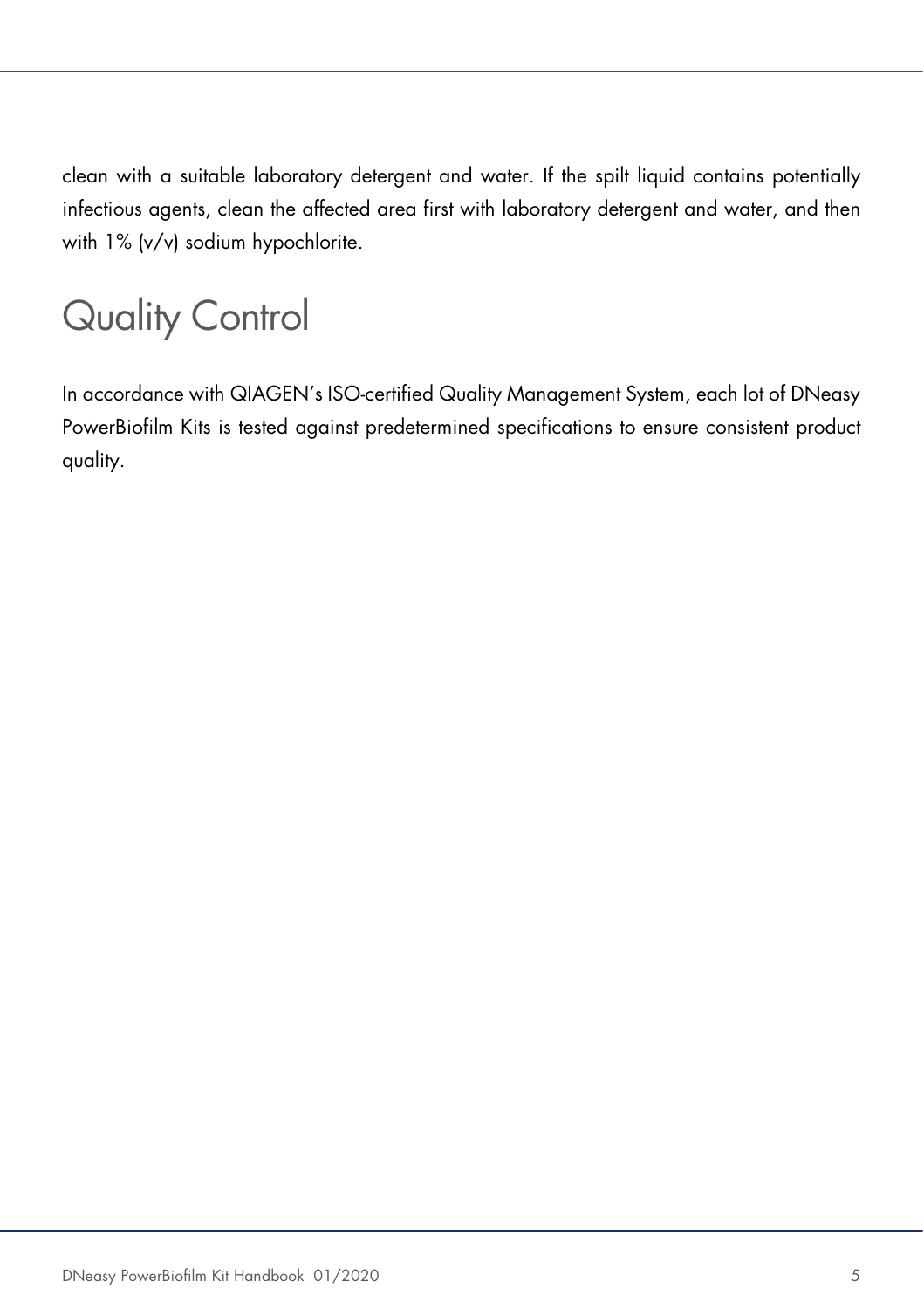clean with a suitable laboratory detergent and water. If the spilt liquid contains potentially infectious agents, clean the affected area first with laboratory detergent and water, and then with 1% (v/v) sodium hypochlorite.

# Quality Control

In accordance with QIAGEN's ISO-certified Quality Management System, each lot of DNeasy PowerBiofilm Kits is tested against predetermined specifications to ensure consistent product quality.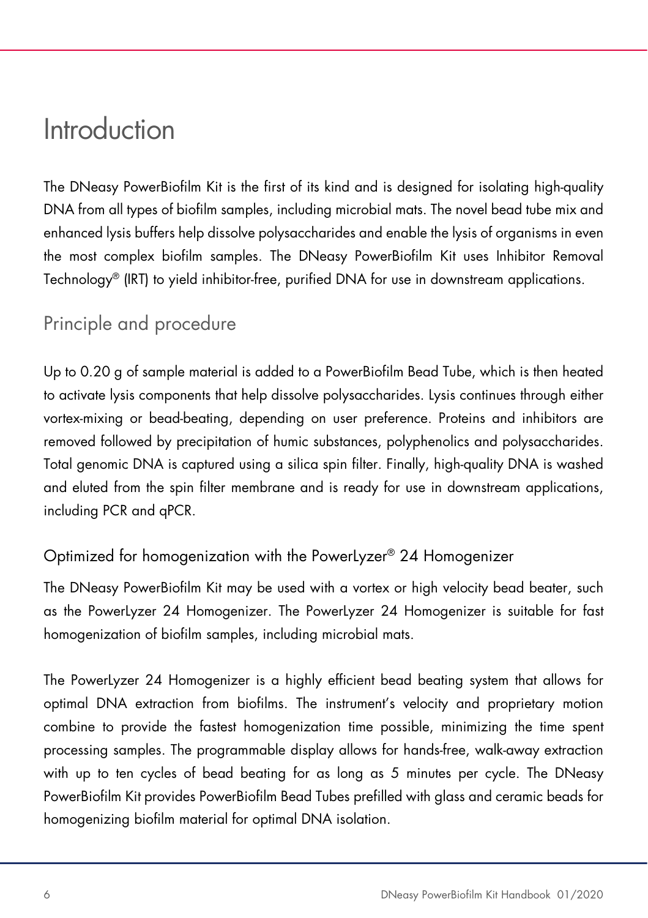# Introduction

The DNeasy PowerBiofilm Kit is the first of its kind and is designed for isolating high-quality DNA from all types of biofilm samples, including microbial mats. The novel bead tube mix and enhanced lysis buffers help dissolve polysaccharides and enable the lysis of organisms in even the most complex biofilm samples. The DNeasy PowerBiofilm Kit uses Inhibitor Removal Technology® (IRT) to yield inhibitor-free, purified DNA for use in downstream applications.

## Principle and procedure

Up to 0.20 g of sample material is added to a PowerBiofilm Bead Tube, which is then heated to activate lysis components that help dissolve polysaccharides. Lysis continues through either vortex-mixing or bead-beating, depending on user preference. Proteins and inhibitors are removed followed by precipitation of humic substances, polyphenolics and polysaccharides. Total genomic DNA is captured using a silica spin filter. Finally, high-quality DNA is washed and eluted from the spin filter membrane and is ready for use in downstream applications, including PCR and qPCR.

### Optimized for homogenization with the PowerLyzer® 24 Homogenizer

The DNeasy PowerBiofilm Kit may be used with a vortex or high velocity bead beater, such as the PowerLyzer 24 Homogenizer. The PowerLyzer 24 Homogenizer is suitable for fast homogenization of biofilm samples, including microbial mats.

The PowerLyzer 24 Homogenizer is a highly efficient bead beating system that allows for optimal DNA extraction from biofilms. The instrument's velocity and proprietary motion combine to provide the fastest homogenization time possible, minimizing the time spent processing samples. The programmable display allows for hands-free, walk-away extraction with up to ten cycles of bead beating for as long as 5 minutes per cycle. The DNeasy PowerBiofilm Kit provides PowerBiofilm Bead Tubes prefilled with glass and ceramic beads for homogenizing biofilm material for optimal DNA isolation.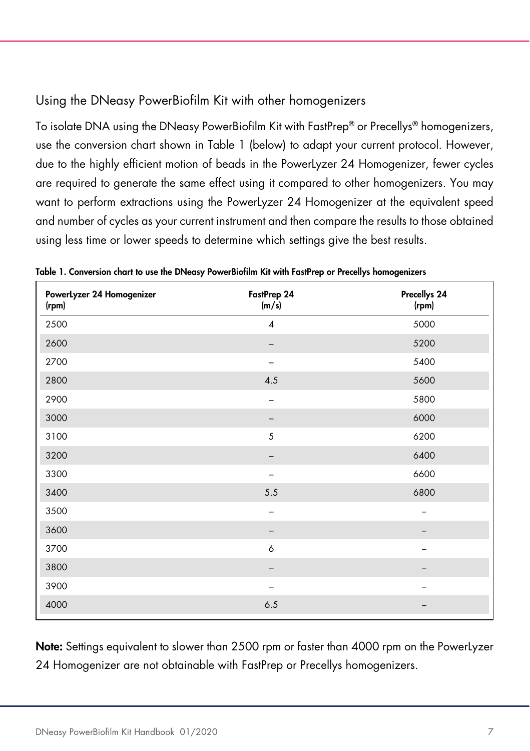## Using the DNeasy PowerBiofilm Kit with other homogenizers

To isolate DNA using the DNeasy PowerBiofilm Kit with FastPrep® or Precellys® homogenizers, use the conversion chart shown in Table 1 (below) to adapt your current protocol. However, due to the highly efficient motion of beads in the PowerLyzer 24 Homogenizer, fewer cycles are required to generate the same effect using it compared to other homogenizers. You may want to perform extractions using the PowerLyzer 24 Homogenizer at the equivalent speed and number of cycles as your current instrument and then compare the results to those obtained using less time or lower speeds to determine which settings give the best results.

**Table 1. Conversion chart to use the DNeasy PowerBiofilm Kit with FastPrep or Precellys homogenizers**

| PowerLyzer 24 Homogenizer (rpm) | FastPrep 24 (m/s) | Precellys 24 (rpm) |
|---|---|---|
| 2500 | 4 | 5000 |
| 2600 | – | 5200 |
| 2700 | – | 5400 |
| 2800 | 4.5 | 5600 |
| 2900 | – | 5800 |
| 3000 | – | 6000 |
| 3100 | 5 | 6200 |
| 3200 | – | 6400 |
| 3300 | – | 6600 |
| 3400 | 5.5 | 6800 |
| 3500 | – | – |
| 3600 | – | – |
| 3700 | 6 | – |
| 3800 | – | – |
| 3900 | – | – |
| 4000 | 6.5 | – |

**Note:** Settings equivalent to slower than 2500 rpm or faster than 4000 rpm on the PowerLyzer 24 Homogenizer are not obtainable with FastPrep or Precellys homogenizers.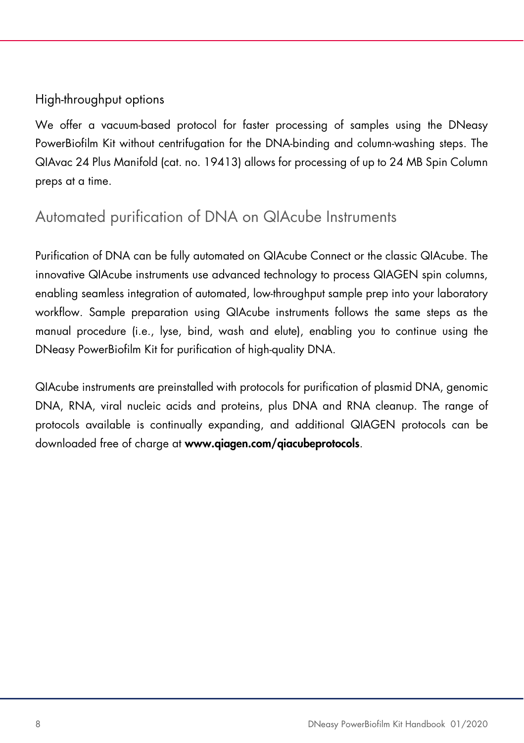### High-throughput options

We offer a vacuum-based protocol for faster processing of samples using the DNeasy PowerBiofilm Kit without centrifugation for the DNA-binding and column-washing steps. The QIAvac 24 Plus Manifold (cat. no. 19413) allows for processing of up to 24 MB Spin Column preps at a time.

## Automated purification of DNA on QIAcube Instruments

Purification of DNA can be fully automated on QIAcube Connect or the classic QIAcube. The innovative QIAcube instruments use advanced technology to process QIAGEN spin columns, enabling seamless integration of automated, low-throughput sample prep into your laboratory workflow. Sample preparation using QIAcube instruments follows the same steps as the manual procedure (i.e., lyse, bind, wash and elute), enabling you to continue using the DNeasy PowerBiofilm Kit for purification of high-quality DNA.

QIAcube instruments are preinstalled with protocols for purification of plasmid DNA, genomic DNA, RNA, viral nucleic acids and proteins, plus DNA and RNA cleanup. The range of protocols available is continually expanding, and additional QIAGEN protocols can be downloaded free of charge at **www.qiagen.com/qiacubeprotocols**.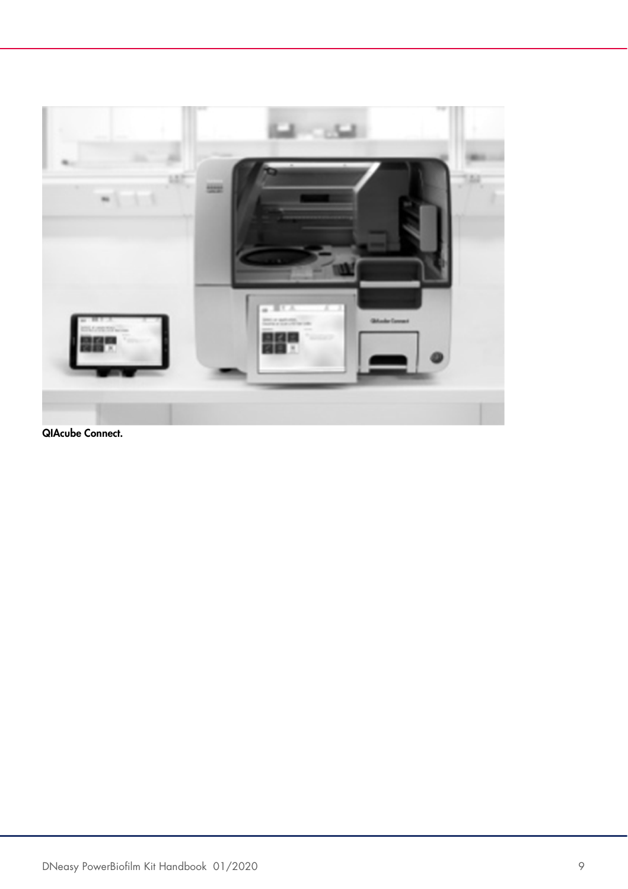**QIAcube Connect.**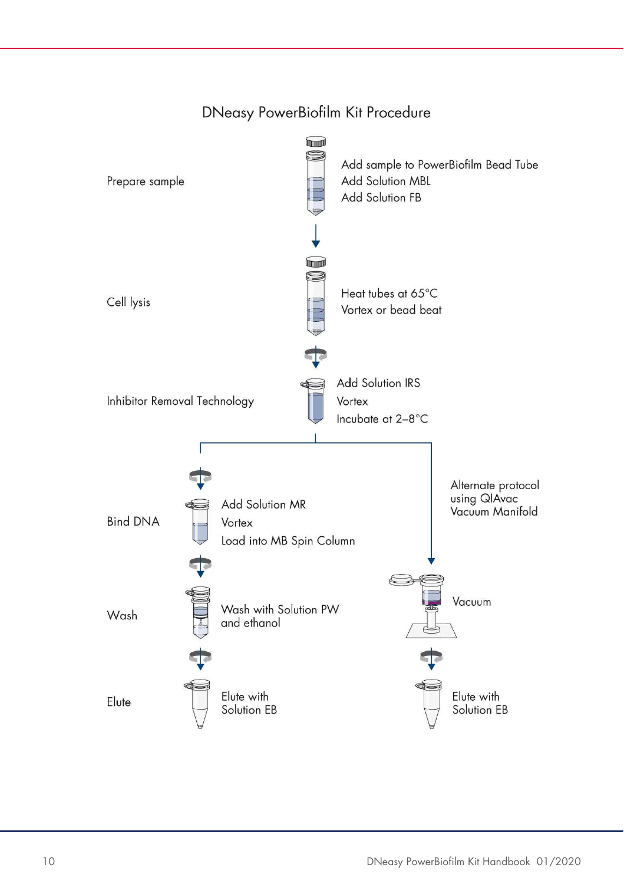# DNeasy PowerBiofilm Kit Procedure

**Prepare sample**

- Add sample to PowerBiofilm Bead Tube
- Add Solution MBL
- Add Solution FB

**Cell lysis**

- Heat tubes at 65°C
- Vortex or bead beat

**Inhibitor Removal Technology**

- Add Solution IRS
- Vortex
- Incubate at 2–8°C

**Bind DNA**

- Add Solution MR
- Vortex
- Load into MB Spin Column

**Wash**

- Wash with Solution PW and ethanol

**Elute**

- Elute with Solution EB

**Alternate protocol using QIAvac Vacuum Manifold**

- Vacuum
- Elute with Solution EB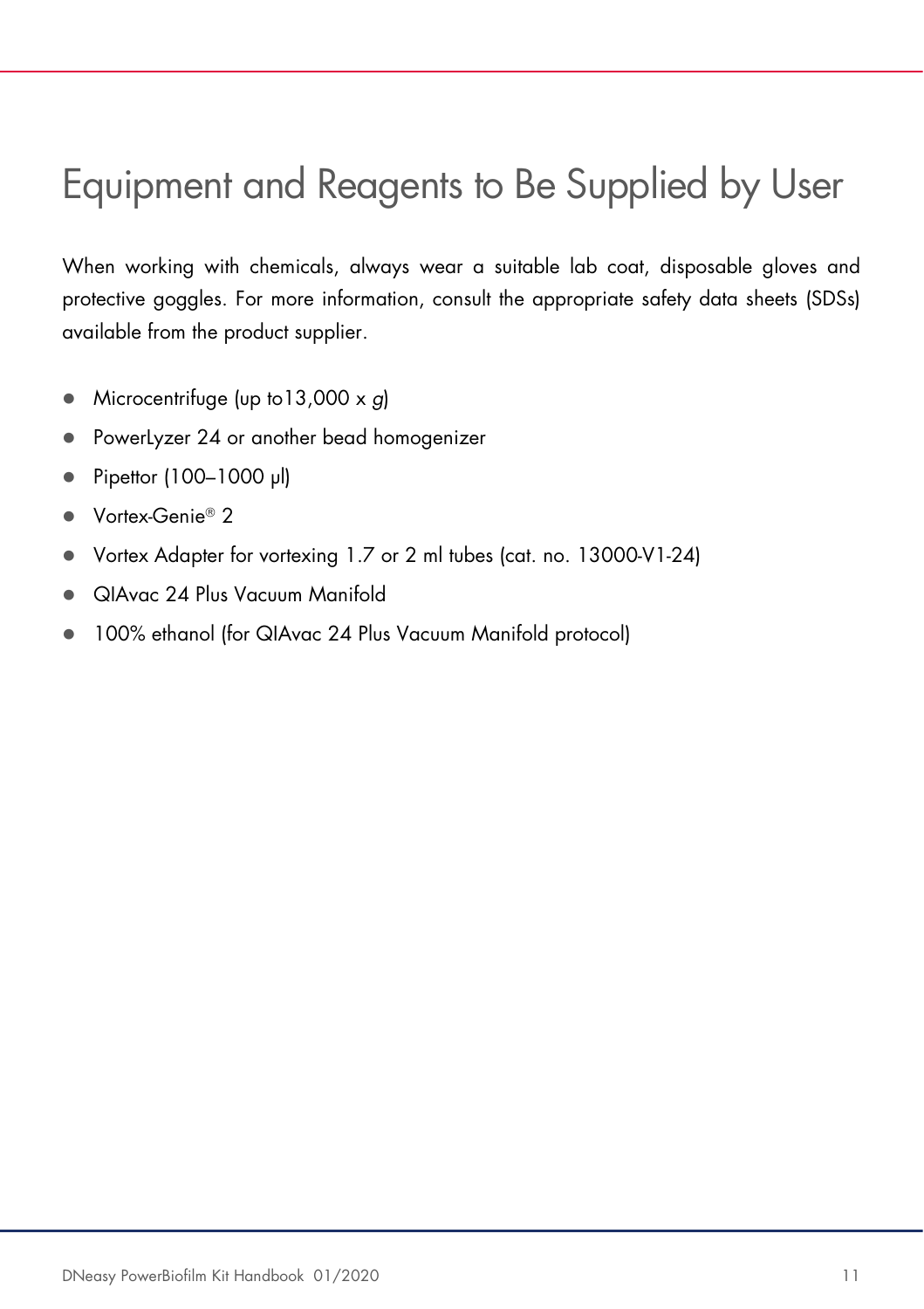# Equipment and Reagents to Be Supplied by User

When working with chemicals, always wear a suitable lab coat, disposable gloves and protective goggles. For more information, consult the appropriate safety data sheets (SDSs) available from the product supplier.

- Microcentrifuge (up to13,000 x *g*)
- PowerLyzer 24 or another bead homogenizer
- Pipettor (100–1000 µl)
- Vortex-Genie® 2
- Vortex Adapter for vortexing 1.7 or 2 ml tubes (cat. no. 13000-V1-24)
- QIAvac 24 Plus Vacuum Manifold
- 100% ethanol (for QIAvac 24 Plus Vacuum Manifold protocol)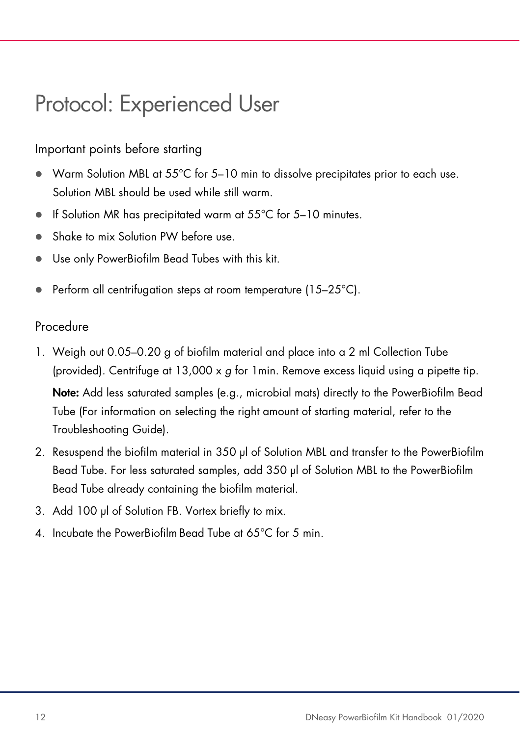# Protocol: Experienced User

## Important points before starting

- Warm Solution MBL at 55°C for 5–10 min to dissolve precipitates prior to each use. Solution MBL should be used while still warm.
- If Solution MR has precipitated warm at 55°C for 5–10 minutes.
- Shake to mix Solution PW before use.
- Use only PowerBiofilm Bead Tubes with this kit.
- Perform all centrifugation steps at room temperature (15–25°C).

## Procedure

1. Weigh out 0.05–0.20 g of biofilm material and place into a 2 ml Collection Tube (provided). Centrifuge at 13,000 x *g* for 1min. Remove excess liquid using a pipette tip.

   **Note:** Add less saturated samples (e.g., microbial mats) directly to the PowerBiofilm Bead Tube (For information on selecting the right amount of starting material, refer to the Troubleshooting Guide).

2. Resuspend the biofilm material in 350 µl of Solution MBL and transfer to the PowerBiofilm Bead Tube. For less saturated samples, add 350 µl of Solution MBL to the PowerBiofilm Bead Tube already containing the biofilm material.
3. Add 100 µl of Solution FB. Vortex briefly to mix.
4. Incubate the PowerBiofilm Bead Tube at 65°C for 5 min.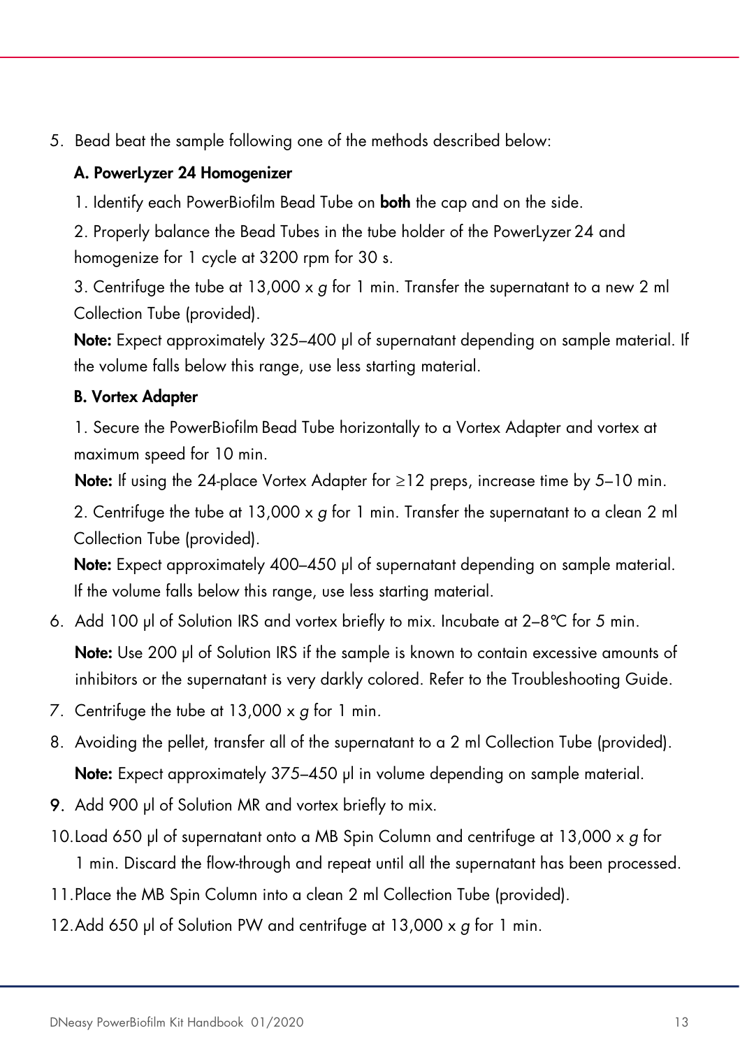5. Bead beat the sample following one of the methods described below:

   **A. PowerLyzer 24 Homogenizer**

   1. Identify each PowerBiofilm Bead Tube on **both** the cap and on the side.

   2. Properly balance the Bead Tubes in the tube holder of the PowerLyzer 24 and homogenize for 1 cycle at 3200 rpm for 30 s.

   3. Centrifuge the tube at 13,000 x *g* for 1 min. Transfer the supernatant to a new 2 ml Collection Tube (provided).

   **Note:** Expect approximately 325–400 µl of supernatant depending on sample material. If the volume falls below this range, use less starting material.

   **B. Vortex Adapter**

   1. Secure the PowerBiofilm Bead Tube horizontally to a Vortex Adapter and vortex at maximum speed for 10 min.

   **Note:** If using the 24-place Vortex Adapter for ≥12 preps, increase time by 5–10 min.

   2. Centrifuge the tube at 13,000 x *g* for 1 min. Transfer the supernatant to a clean 2 ml Collection Tube (provided).

   **Note:** Expect approximately 400–450 µl of supernatant depending on sample material. If the volume falls below this range, use less starting material.

6. Add 100 µl of Solution IRS and vortex briefly to mix. Incubate at 2–8°C for 5 min.

   **Note:** Use 200 µl of Solution IRS if the sample is known to contain excessive amounts of inhibitors or the supernatant is very darkly colored. Refer to the Troubleshooting Guide.

7. Centrifuge the tube at 13,000 x *g* for 1 min.

8. Avoiding the pellet, transfer all of the supernatant to a 2 ml Collection Tube (provided).

   **Note:** Expect approximately 375–450 µl in volume depending on sample material.

9. Add 900 µl of Solution MR and vortex briefly to mix.

10. Load 650 µl of supernatant onto a MB Spin Column and centrifuge at 13,000 x *g* for 1 min. Discard the flow-through and repeat until all the supernatant has been processed.

11. Place the MB Spin Column into a clean 2 ml Collection Tube (provided).

12. Add 650 µl of Solution PW and centrifuge at 13,000 x *g* for 1 min.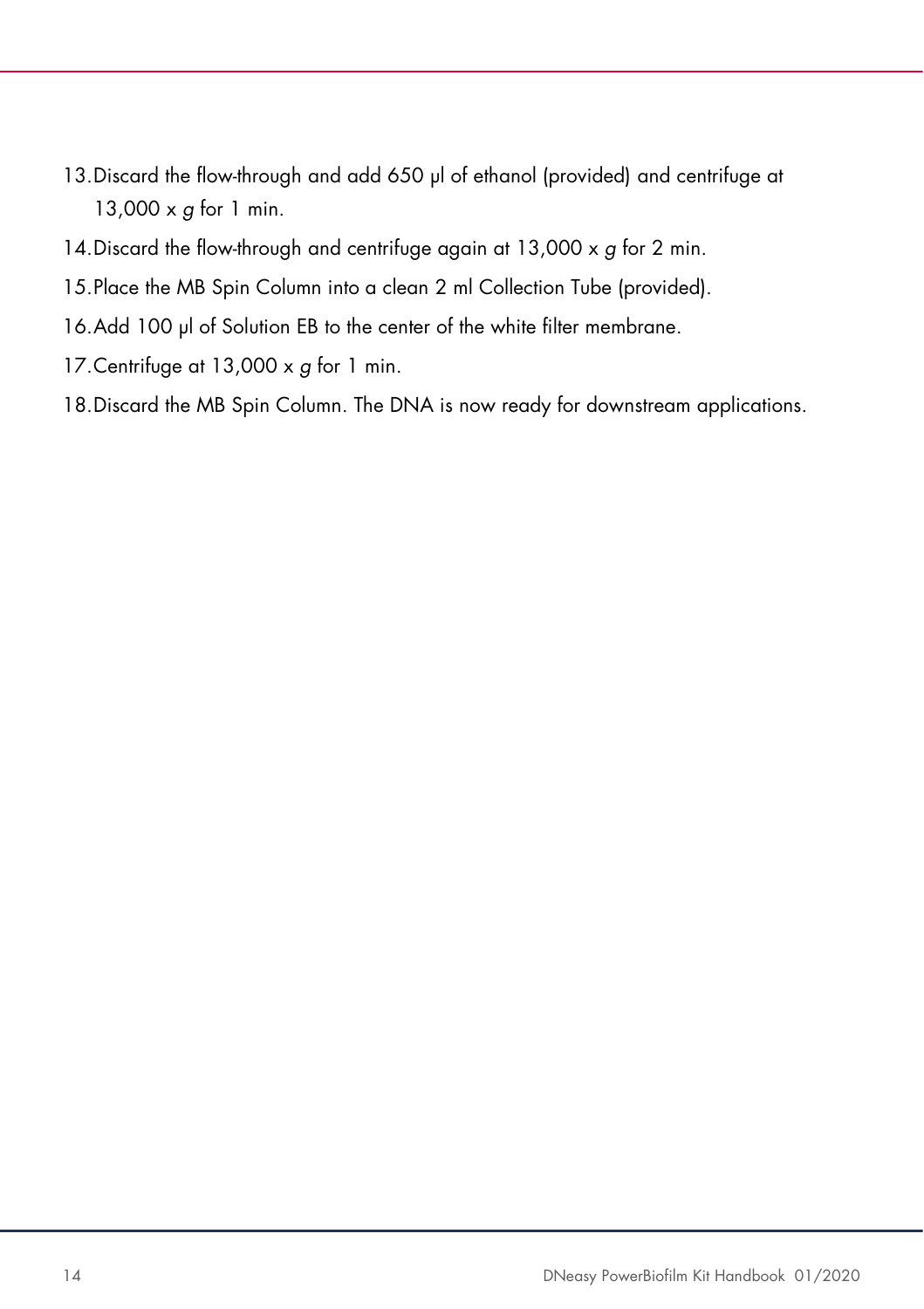13. Discard the flow-through and add 650 µl of ethanol (provided) and centrifuge at 13,000 x *g* for 1 min.
14. Discard the flow-through and centrifuge again at 13,000 x *g* for 2 min.
15. Place the MB Spin Column into a clean 2 ml Collection Tube (provided).
16. Add 100 µl of Solution EB to the center of the white filter membrane.
17. Centrifuge at 13,000 x *g* for 1 min.
18. Discard the MB Spin Column. The DNA is now ready for downstream applications.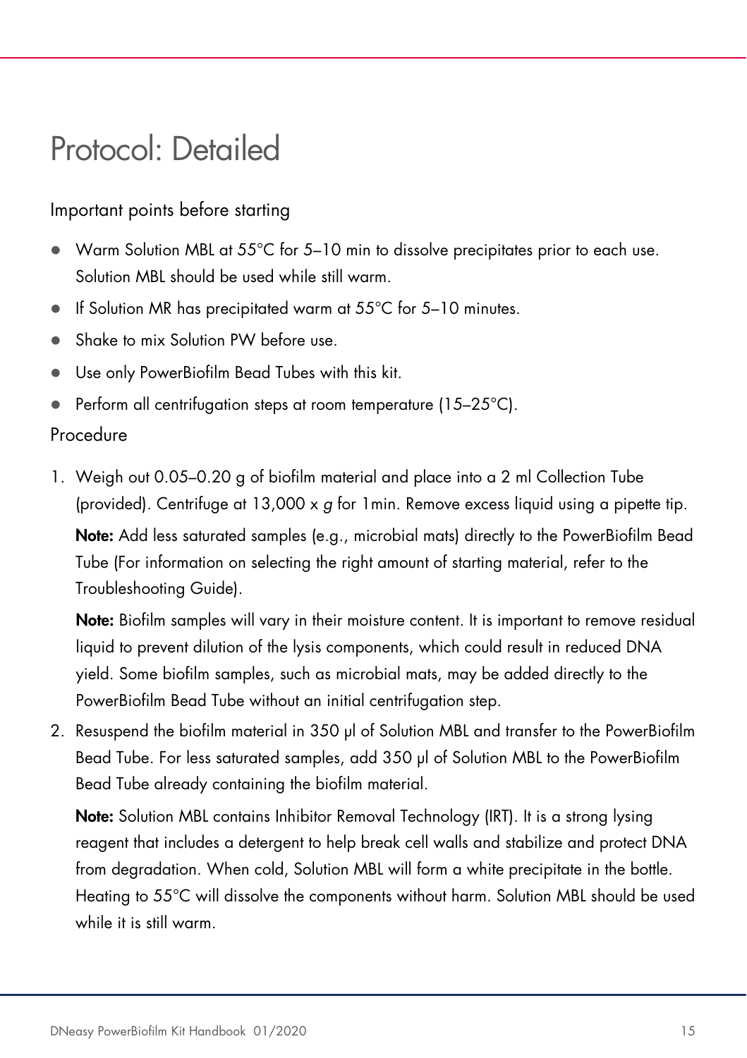# Protocol: Detailed

## Important points before starting

- Warm Solution MBL at 55°C for 5–10 min to dissolve precipitates prior to each use. Solution MBL should be used while still warm.
- If Solution MR has precipitated warm at 55°C for 5–10 minutes.
- Shake to mix Solution PW before use.
- Use only PowerBiofilm Bead Tubes with this kit.
- Perform all centrifugation steps at room temperature (15–25°C).

## Procedure

1. Weigh out 0.05–0.20 g of biofilm material and place into a 2 ml Collection Tube (provided). Centrifuge at 13,000 x *g* for 1min. Remove excess liquid using a pipette tip.

   **Note:** Add less saturated samples (e.g., microbial mats) directly to the PowerBiofilm Bead Tube (For information on selecting the right amount of starting material, refer to the Troubleshooting Guide).

   **Note:** Biofilm samples will vary in their moisture content. It is important to remove residual liquid to prevent dilution of the lysis components, which could result in reduced DNA yield. Some biofilm samples, such as microbial mats, may be added directly to the PowerBiofilm Bead Tube without an initial centrifugation step.

2. Resuspend the biofilm material in 350 µl of Solution MBL and transfer to the PowerBiofilm Bead Tube. For less saturated samples, add 350 µl of Solution MBL to the PowerBiofilm Bead Tube already containing the biofilm material.

   **Note:** Solution MBL contains Inhibitor Removal Technology (IRT). It is a strong lysing reagent that includes a detergent to help break cell walls and stabilize and protect DNA from degradation. When cold, Solution MBL will form a white precipitate in the bottle. Heating to 55°C will dissolve the components without harm. Solution MBL should be used while it is still warm.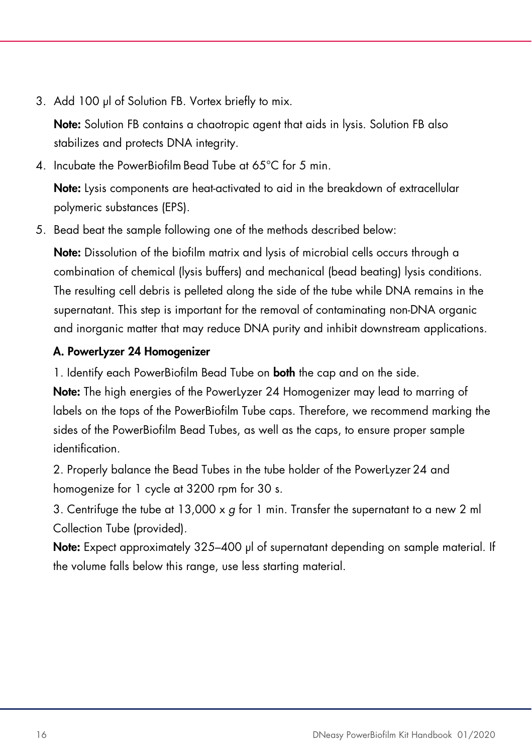3. Add 100 µl of Solution FB. Vortex briefly to mix.

   **Note:** Solution FB contains a chaotropic agent that aids in lysis. Solution FB also stabilizes and protects DNA integrity.

4. Incubate the PowerBiofilm Bead Tube at 65°C for 5 min.

   **Note:** Lysis components are heat-activated to aid in the breakdown of extracellular polymeric substances (EPS).

5. Bead beat the sample following one of the methods described below:

   **Note:** Dissolution of the biofilm matrix and lysis of microbial cells occurs through a combination of chemical (lysis buffers) and mechanical (bead beating) lysis conditions. The resulting cell debris is pelleted along the side of the tube while DNA remains in the supernatant. This step is important for the removal of contaminating non-DNA organic and inorganic matter that may reduce DNA purity and inhibit downstream applications.

   **A. PowerLyzer 24 Homogenizer**

   1. Identify each PowerBiofilm Bead Tube on **both** the cap and on the side.
   **Note:** The high energies of the PowerLyzer 24 Homogenizer may lead to marring of labels on the tops of the PowerBiofilm Tube caps. Therefore, we recommend marking the sides of the PowerBiofilm Bead Tubes, as well as the caps, to ensure proper sample identification.

   2. Properly balance the Bead Tubes in the tube holder of the PowerLyzer 24 and homogenize for 1 cycle at 3200 rpm for 30 s.

   3. Centrifuge the tube at 13,000 x *g* for 1 min. Transfer the supernatant to a new 2 ml Collection Tube (provided).
   **Note:** Expect approximately 325–400 µl of supernatant depending on sample material. If the volume falls below this range, use less starting material.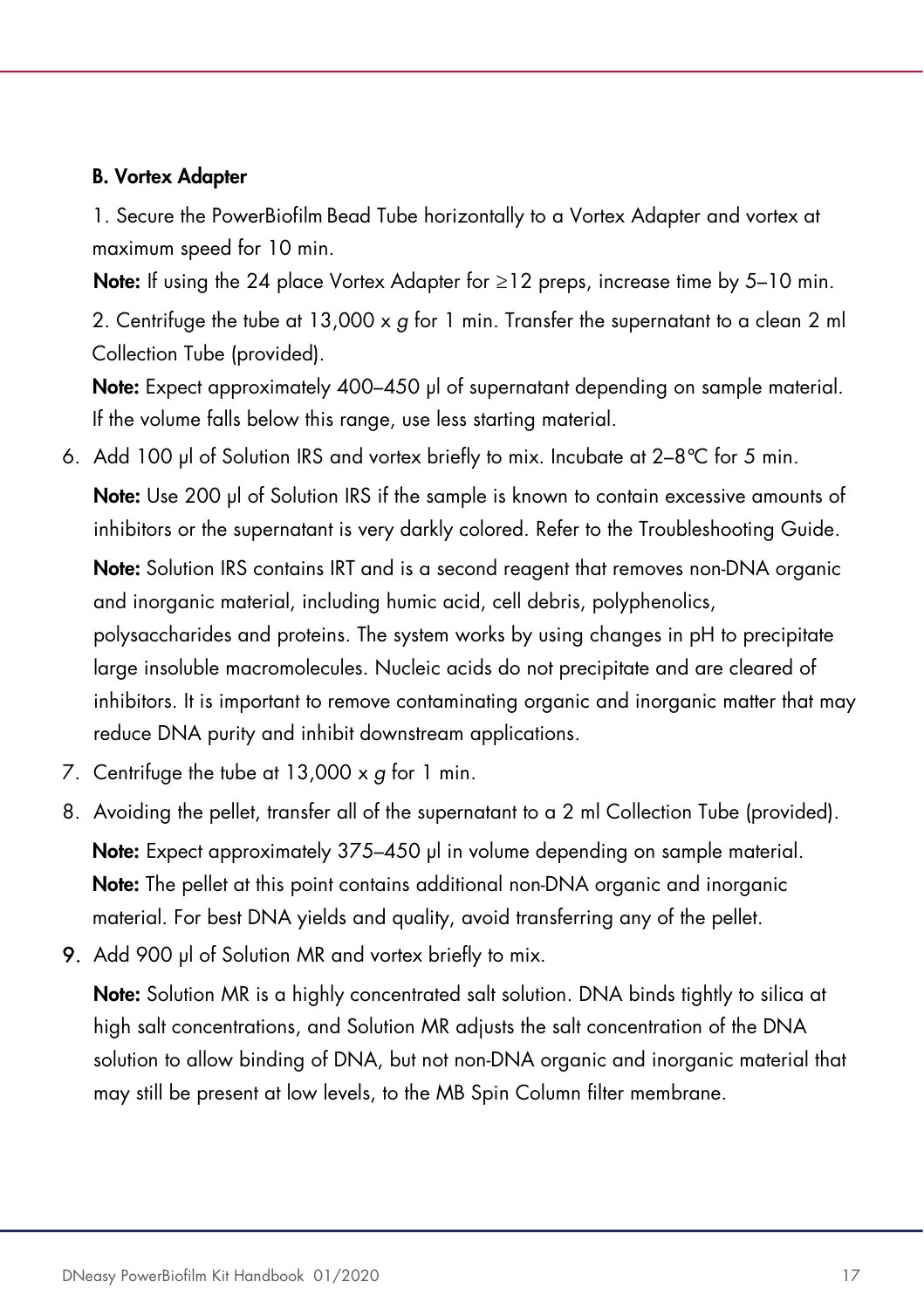**B. Vortex Adapter**

1. Secure the PowerBiofilm Bead Tube horizontally to a Vortex Adapter and vortex at maximum speed for 10 min.

**Note:** If using the 24 place Vortex Adapter for ≥12 preps, increase time by 5–10 min.

2. Centrifuge the tube at 13,000 x *g* for 1 min. Transfer the supernatant to a clean 2 ml Collection Tube (provided).

**Note:** Expect approximately 400–450 µl of supernatant depending on sample material. If the volume falls below this range, use less starting material.

6. Add 100 µl of Solution IRS and vortex briefly to mix. Incubate at 2–8°C for 5 min.

   **Note:** Use 200 µl of Solution IRS if the sample is known to contain excessive amounts of inhibitors or the supernatant is very darkly colored. Refer to the Troubleshooting Guide.

   **Note:** Solution IRS contains IRT and is a second reagent that removes non-DNA organic and inorganic material, including humic acid, cell debris, polyphenolics, polysaccharides and proteins. The system works by using changes in pH to precipitate large insoluble macromolecules. Nucleic acids do not precipitate and are cleared of inhibitors. It is important to remove contaminating organic and inorganic matter that may reduce DNA purity and inhibit downstream applications.

7. Centrifuge the tube at 13,000 x *g* for 1 min.
8. Avoiding the pellet, transfer all of the supernatant to a 2 ml Collection Tube (provided).

   **Note:** Expect approximately 375–450 µl in volume depending on sample material.
   **Note:** The pellet at this point contains additional non-DNA organic and inorganic material. For best DNA yields and quality, avoid transferring any of the pellet.

9. Add 900 µl of Solution MR and vortex briefly to mix.

   **Note:** Solution MR is a highly concentrated salt solution. DNA binds tightly to silica at high salt concentrations, and Solution MR adjusts the salt concentration of the DNA solution to allow binding of DNA, but not non-DNA organic and inorganic material that may still be present at low levels, to the MB Spin Column filter membrane.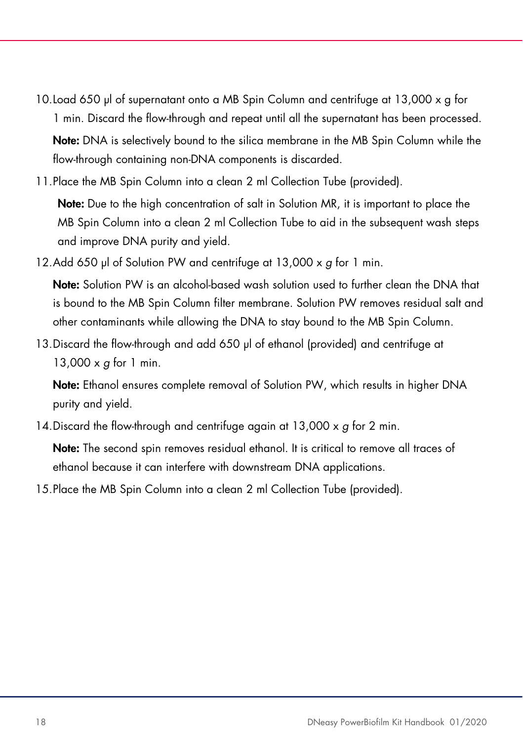10. Load 650 µl of supernatant onto a MB Spin Column and centrifuge at 13,000 x g for 1 min. Discard the flow-through and repeat until all the supernatant has been processed.

    **Note:** DNA is selectively bound to the silica membrane in the MB Spin Column while the flow-through containing non-DNA components is discarded.

11. Place the MB Spin Column into a clean 2 ml Collection Tube (provided).

    **Note:** Due to the high concentration of salt in Solution MR, it is important to place the MB Spin Column into a clean 2 ml Collection Tube to aid in the subsequent wash steps and improve DNA purity and yield.

12. Add 650 µl of Solution PW and centrifuge at 13,000 x *g* for 1 min.

    **Note:** Solution PW is an alcohol-based wash solution used to further clean the DNA that is bound to the MB Spin Column filter membrane. Solution PW removes residual salt and other contaminants while allowing the DNA to stay bound to the MB Spin Column.

13. Discard the flow-through and add 650 µl of ethanol (provided) and centrifuge at 13,000 x *g* for 1 min.

    **Note:** Ethanol ensures complete removal of Solution PW, which results in higher DNA purity and yield.

14. Discard the flow-through and centrifuge again at 13,000 x *g* for 2 min.

    **Note:** The second spin removes residual ethanol. It is critical to remove all traces of ethanol because it can interfere with downstream DNA applications.

15. Place the MB Spin Column into a clean 2 ml Collection Tube (provided).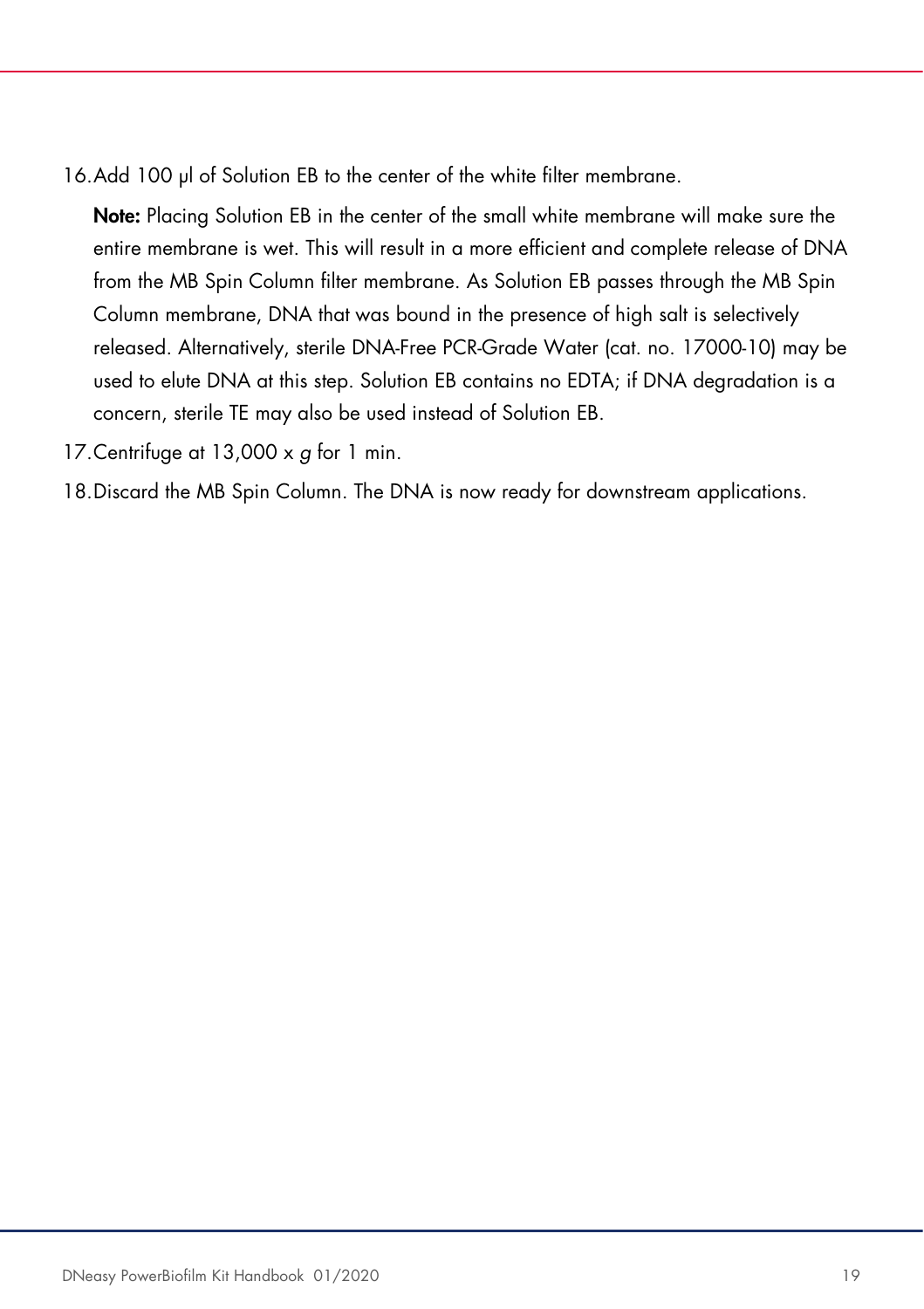16. Add 100 µl of Solution EB to the center of the white filter membrane.

    **Note:** Placing Solution EB in the center of the small white membrane will make sure the entire membrane is wet. This will result in a more efficient and complete release of DNA from the MB Spin Column filter membrane. As Solution EB passes through the MB Spin Column membrane, DNA that was bound in the presence of high salt is selectively released. Alternatively, sterile DNA-Free PCR-Grade Water (cat. no. 17000-10) may be used to elute DNA at this step. Solution EB contains no EDTA; if DNA degradation is a concern, sterile TE may also be used instead of Solution EB.

17. Centrifuge at 13,000 x *g* for 1 min.
18. Discard the MB Spin Column. The DNA is now ready for downstream applications.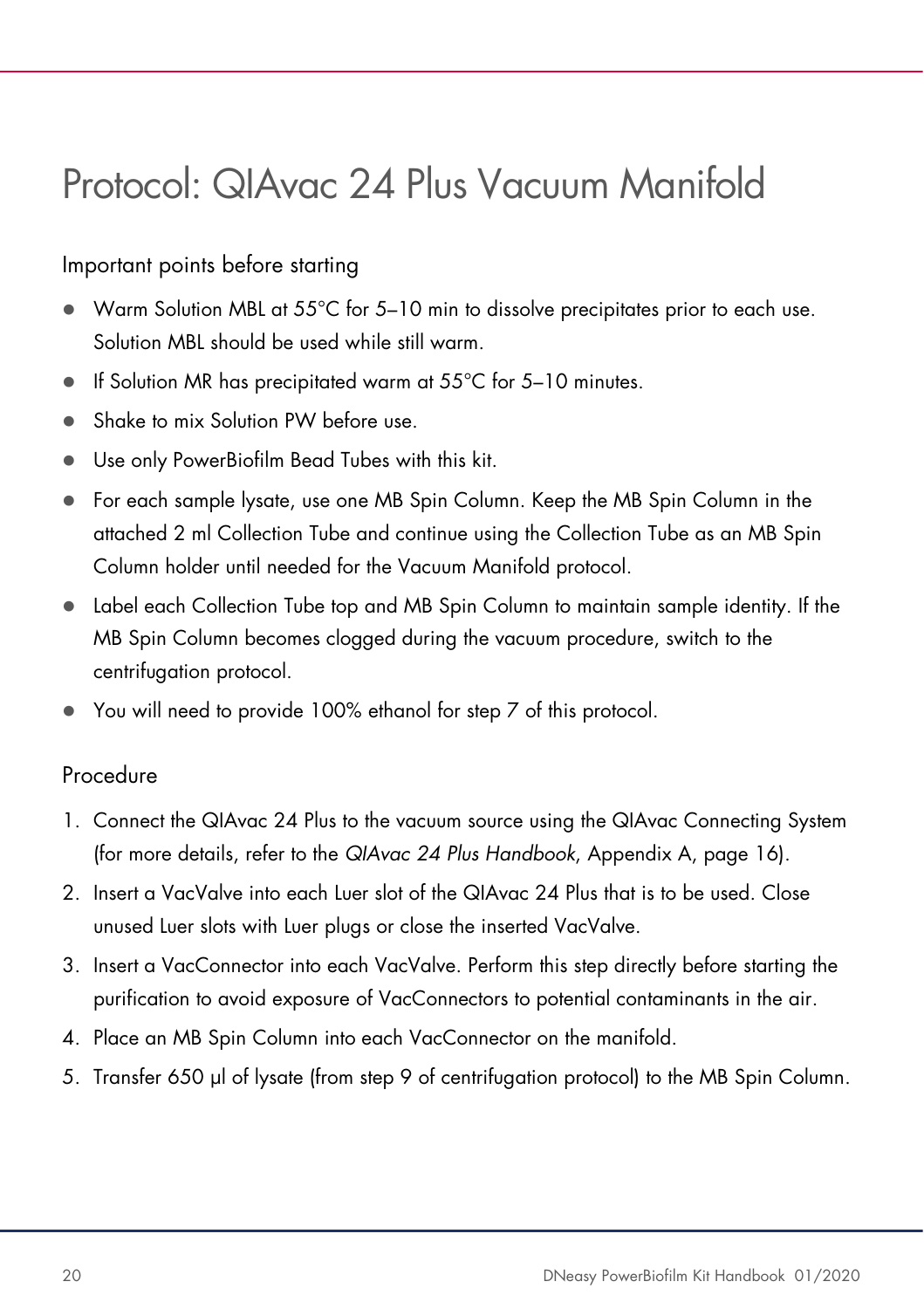# Protocol: QIAvac 24 Plus Vacuum Manifold

## Important points before starting

- Warm Solution MBL at 55°C for 5–10 min to dissolve precipitates prior to each use. Solution MBL should be used while still warm.
- If Solution MR has precipitated warm at 55°C for 5–10 minutes.
- Shake to mix Solution PW before use.
- Use only PowerBiofilm Bead Tubes with this kit.
- For each sample lysate, use one MB Spin Column. Keep the MB Spin Column in the attached 2 ml Collection Tube and continue using the Collection Tube as an MB Spin Column holder until needed for the Vacuum Manifold protocol.
- Label each Collection Tube top and MB Spin Column to maintain sample identity. If the MB Spin Column becomes clogged during the vacuum procedure, switch to the centrifugation protocol.
- You will need to provide 100% ethanol for step 7 of this protocol.

## Procedure

1. Connect the QIAvac 24 Plus to the vacuum source using the QIAvac Connecting System (for more details, refer to the *QIAvac 24 Plus Handbook*, Appendix A, page 16).
2. Insert a VacValve into each Luer slot of the QIAvac 24 Plus that is to be used. Close unused Luer slots with Luer plugs or close the inserted VacValve.
3. Insert a VacConnector into each VacValve. Perform this step directly before starting the purification to avoid exposure of VacConnectors to potential contaminants in the air.
4. Place an MB Spin Column into each VacConnector on the manifold.
5. Transfer 650 µl of lysate (from step 9 of centrifugation protocol) to the MB Spin Column.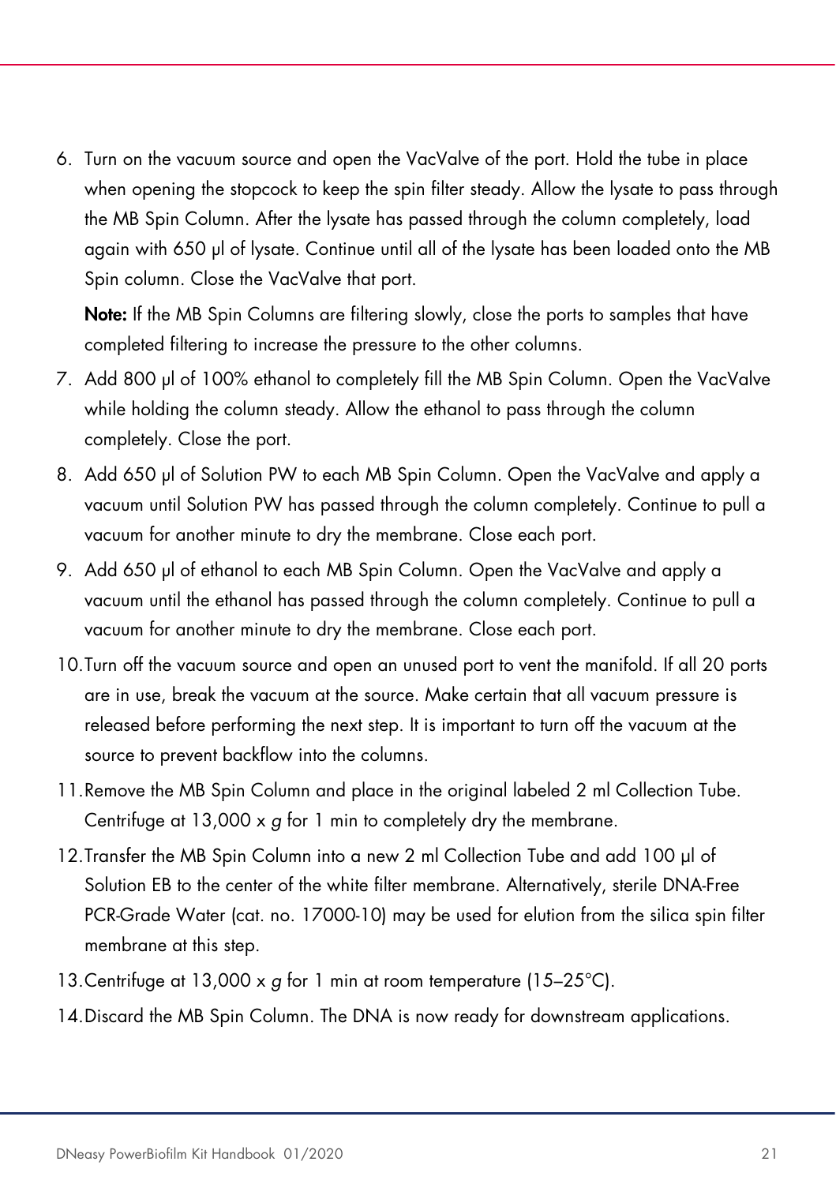6. Turn on the vacuum source and open the VacValve of the port. Hold the tube in place when opening the stopcock to keep the spin filter steady. Allow the lysate to pass through the MB Spin Column. After the lysate has passed through the column completely, load again with 650 µl of lysate. Continue until all of the lysate has been loaded onto the MB Spin column. Close the VacValve that port.

   **Note:** If the MB Spin Columns are filtering slowly, close the ports to samples that have completed filtering to increase the pressure to the other columns.

7. Add 800 µl of 100% ethanol to completely fill the MB Spin Column. Open the VacValve while holding the column steady. Allow the ethanol to pass through the column completely. Close the port.
8. Add 650 µl of Solution PW to each MB Spin Column. Open the VacValve and apply a vacuum until Solution PW has passed through the column completely. Continue to pull a vacuum for another minute to dry the membrane. Close each port.
9. Add 650 µl of ethanol to each MB Spin Column. Open the VacValve and apply a vacuum until the ethanol has passed through the column completely. Continue to pull a vacuum for another minute to dry the membrane. Close each port.
10. Turn off the vacuum source and open an unused port to vent the manifold. If all 20 ports are in use, break the vacuum at the source. Make certain that all vacuum pressure is released before performing the next step. It is important to turn off the vacuum at the source to prevent backflow into the columns.
11. Remove the MB Spin Column and place in the original labeled 2 ml Collection Tube. Centrifuge at 13,000 x *g* for 1 min to completely dry the membrane.
12. Transfer the MB Spin Column into a new 2 ml Collection Tube and add 100 µl of Solution EB to the center of the white filter membrane. Alternatively, sterile DNA-Free PCR-Grade Water (cat. no. 17000-10) may be used for elution from the silica spin filter membrane at this step.
13. Centrifuge at 13,000 x *g* for 1 min at room temperature (15–25°C).
14. Discard the MB Spin Column. The DNA is now ready for downstream applications.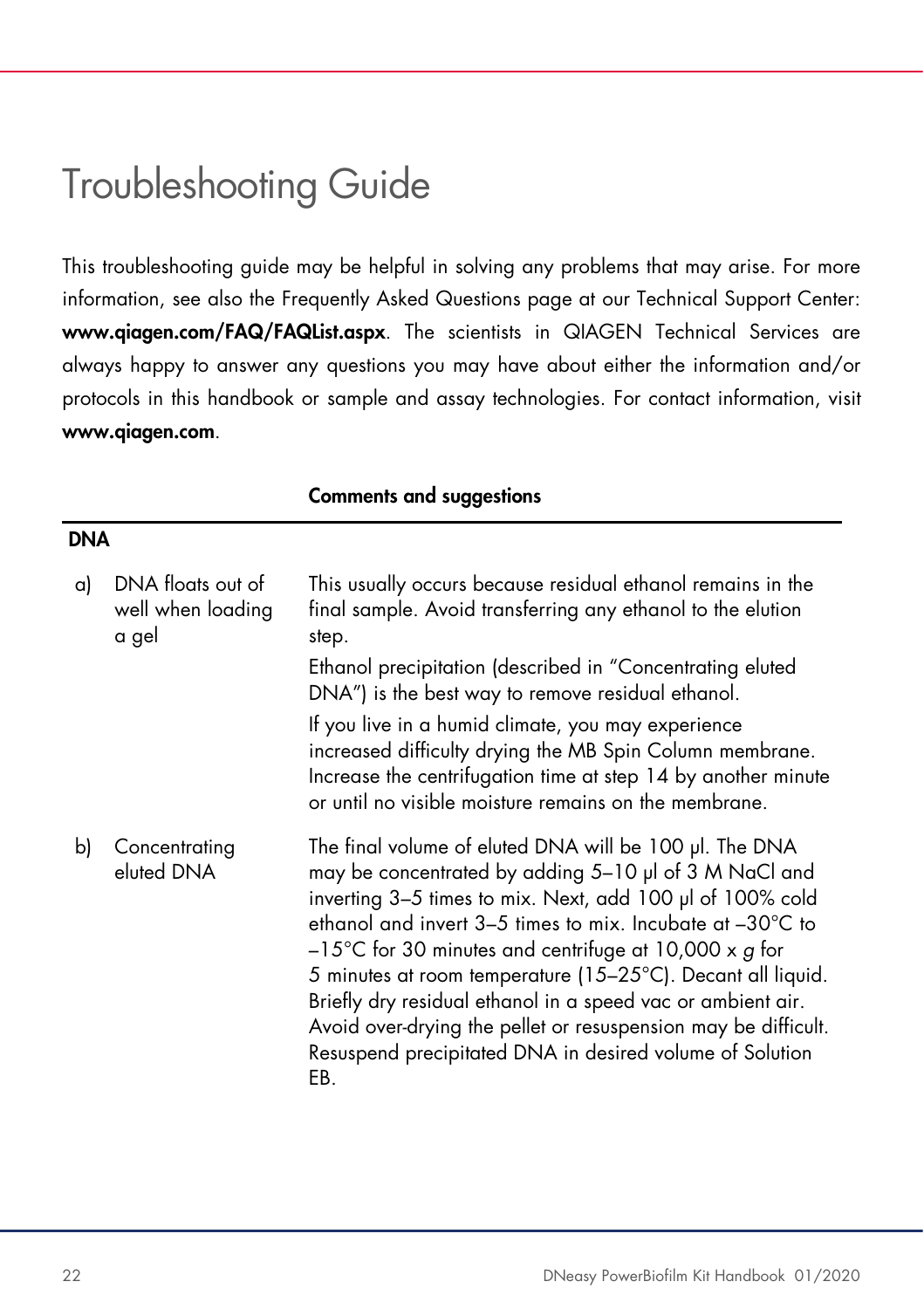# Troubleshooting Guide

This troubleshooting guide may be helpful in solving any problems that may arise. For more information, see also the Frequently Asked Questions page at our Technical Support Center: **www.qiagen.com/FAQ/FAQList.aspx**. The scientists in QIAGEN Technical Services are always happy to answer any questions you may have about either the information and/or protocols in this handbook or sample and assay technologies. For contact information, visit **www.qiagen.com**.

| | **Comments and suggestions** |
|---|---|
| **DNA** | |
| a) DNA floats out of well when loading a gel | This usually occurs because residual ethanol remains in the final sample. Avoid transferring any ethanol to the elution step.<br><br>Ethanol precipitation (described in "Concentrating eluted DNA") is the best way to remove residual ethanol.<br><br>If you live in a humid climate, you may experience increased difficulty drying the MB Spin Column membrane. Increase the centrifugation time at step 14 by another minute or until no visible moisture remains on the membrane. |
| b) Concentrating eluted DNA | The final volume of eluted DNA will be 100 µl. The DNA may be concentrated by adding 5–10 µl of 3 M NaCl and inverting 3–5 times to mix. Next, add 100 µl of 100% cold ethanol and invert 3–5 times to mix. Incubate at –30°C to –15°C for 30 minutes and centrifuge at 10,000 x *g* for 5 minutes at room temperature (15–25°C). Decant all liquid. Briefly dry residual ethanol in a speed vac or ambient air. Avoid over-drying the pellet or resuspension may be difficult. Resuspend precipitated DNA in desired volume of Solution EB. |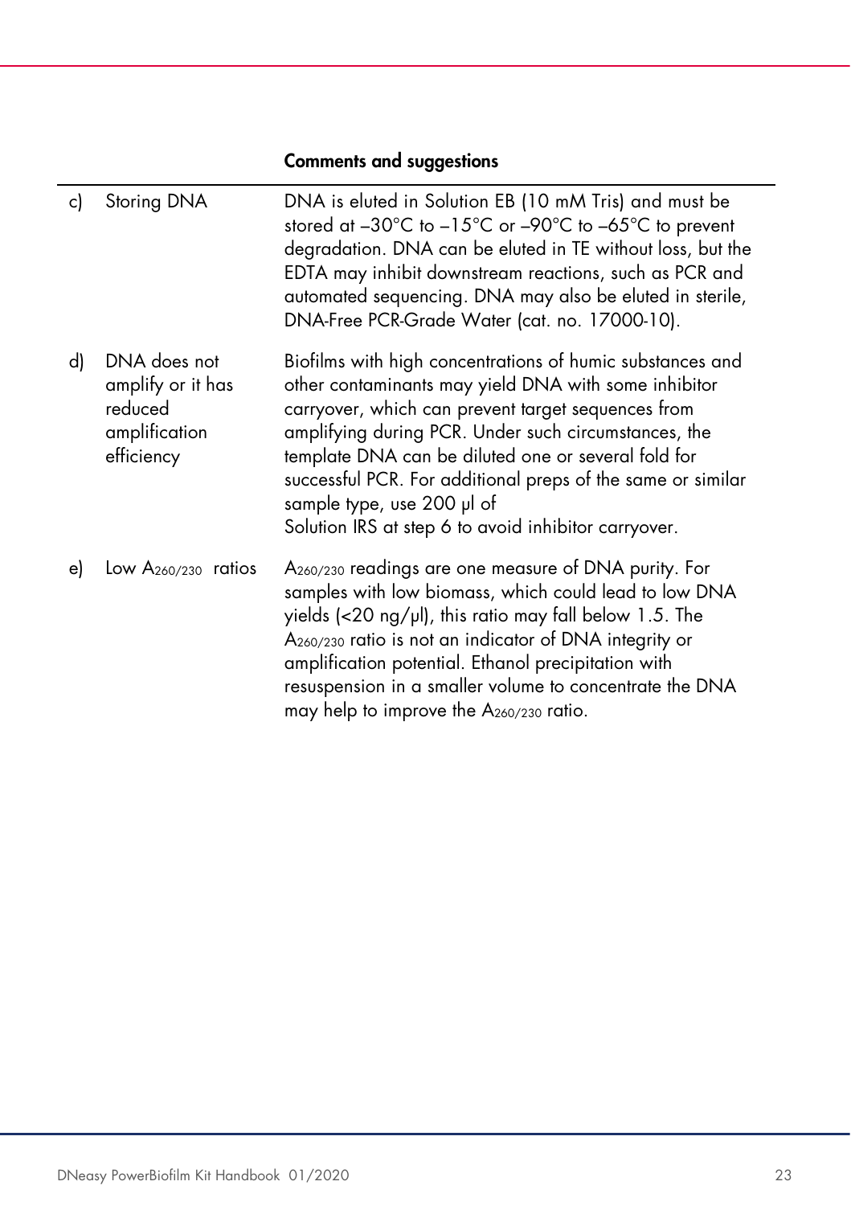| | | Comments and suggestions |
|---|---|---|
| c) | Storing DNA | DNA is eluted in Solution EB (10 mM Tris) and must be stored at –30°C to –15°C or –90°C to –65°C to prevent degradation. DNA can be eluted in TE without loss, but the EDTA may inhibit downstream reactions, such as PCR and automated sequencing. DNA may also be eluted in sterile, DNA-Free PCR-Grade Water (cat. no. 17000-10). |
| d) | DNA does not amplify or it has reduced amplification efficiency | Biofilms with high concentrations of humic substances and other contaminants may yield DNA with some inhibitor carryover, which can prevent target sequences from amplifying during PCR. Under such circumstances, the template DNA can be diluted one or several fold for successful PCR. For additional preps of the same or similar sample type, use 200 µl of Solution IRS at step 6 to avoid inhibitor carryover. |
| e) | Low $A_{260/230}$ ratios | $A_{260/230}$ readings are one measure of DNA purity. For samples with low biomass, which could lead to low DNA yields (<20 ng/µl), this ratio may fall below 1.5. The $A_{260/230}$ ratio is not an indicator of DNA integrity or amplification potential. Ethanol precipitation with resuspension in a smaller volume to concentrate the DNA may help to improve the $A_{260/230}$ ratio. |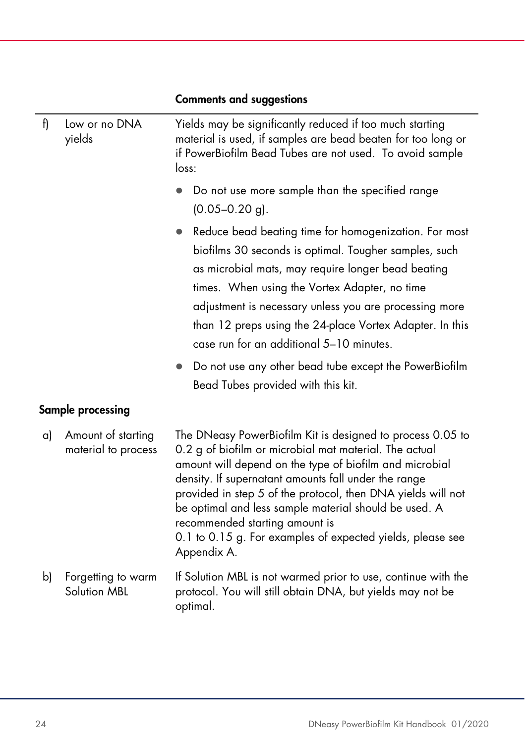| | | Comments and suggestions |
|---|---|---|
| f) | Low or no DNA yields | Yields may be significantly reduced if too much starting material is used, if samples are bead beaten for too long or if PowerBiofilm Bead Tubes are not used. To avoid sample loss:<br>• Do not use more sample than the specified range (0.05–0.20 g).<br>• Reduce bead beating time for homogenization. For most biofilms 30 seconds is optimal. Tougher samples, such as microbial mats, may require longer bead beating times. When using the Vortex Adapter, no time adjustment is necessary unless you are processing more than 12 preps using the 24-place Vortex Adapter. In this case run for an additional 5–10 minutes.<br>• Do not use any other bead tube except the PowerBiofilm Bead Tubes provided with this kit. |

**Sample processing**

| | | |
|---|---|---|
| a) | Amount of starting material to process | The DNeasy PowerBiofilm Kit is designed to process 0.05 to 0.2 g of biofilm or microbial mat material. The actual amount will depend on the type of biofilm and microbial density. If supernatant amounts fall under the range provided in step 5 of the protocol, then DNA yields will not be optimal and less sample material should be used. A recommended starting amount is 0.1 to 0.15 g. For examples of expected yields, please see Appendix A. |
| b) | Forgetting to warm Solution MBL | If Solution MBL is not warmed prior to use, continue with the protocol. You will still obtain DNA, but yields may not be optimal. |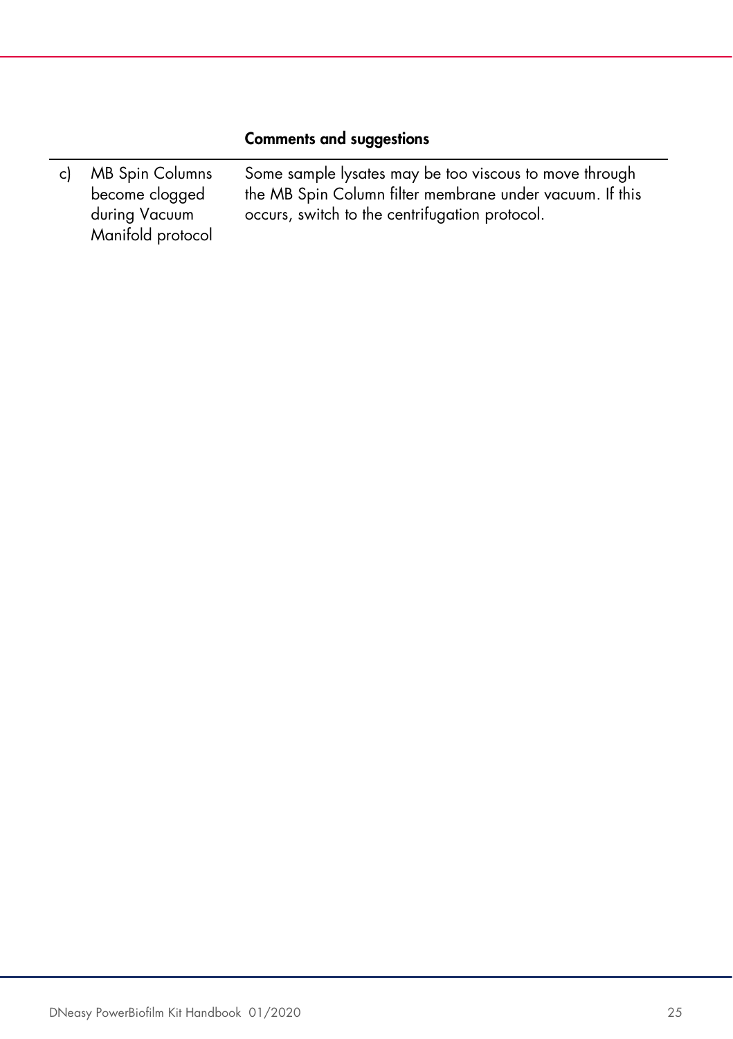| | | Comments and suggestions |
|---|---|---|
| c) | MB Spin Columns become clogged during Vacuum Manifold protocol | Some sample lysates may be too viscous to move through the MB Spin Column filter membrane under vacuum. If this occurs, switch to the centrifugation protocol. |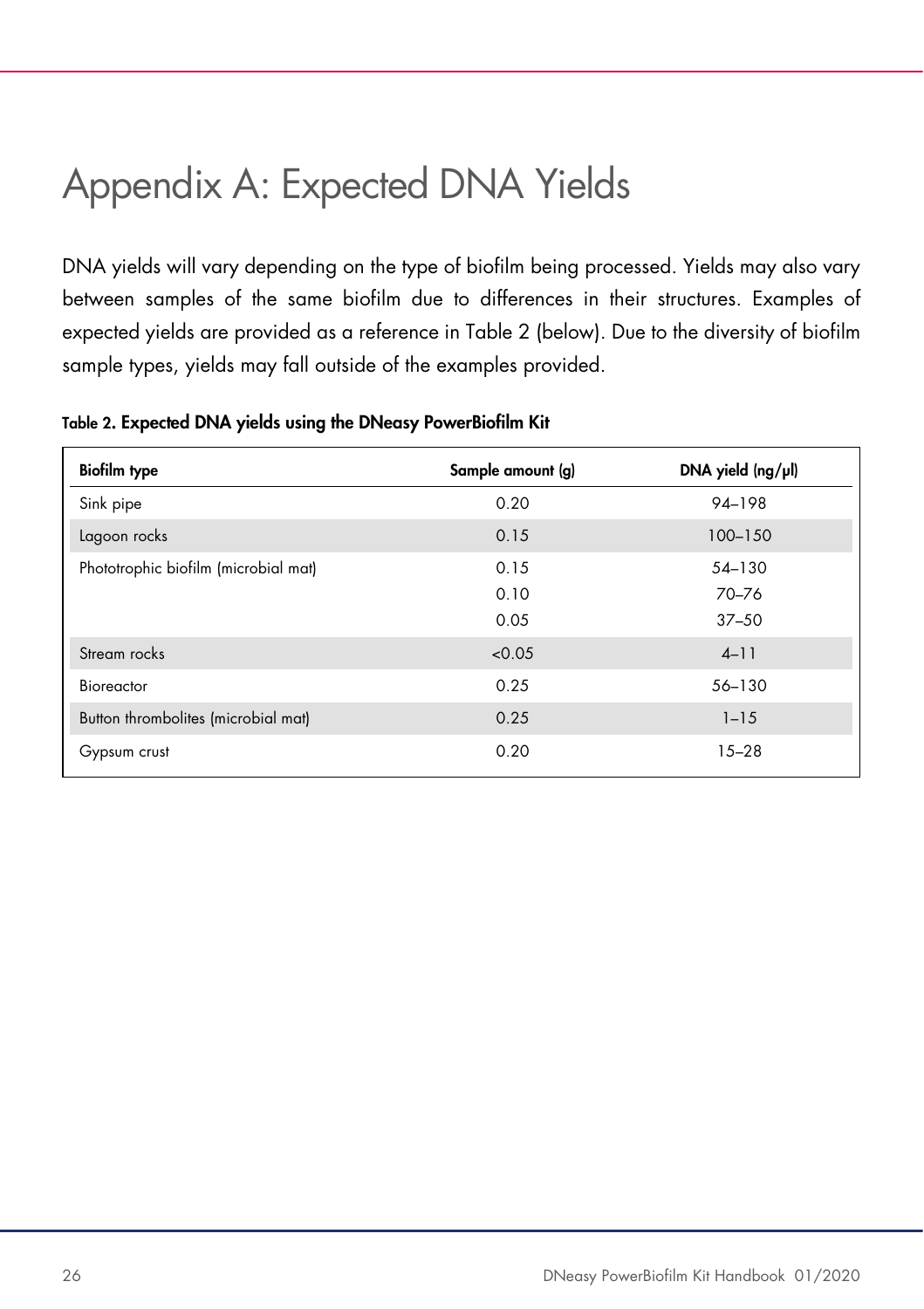# Appendix A: Expected DNA Yields

DNA yields will vary depending on the type of biofilm being processed. Yields may also vary between samples of the same biofilm due to differences in their structures. Examples of expected yields are provided as a reference in Table 2 (below). Due to the diversity of biofilm sample types, yields may fall outside of the examples provided.

**Table 2. Expected DNA yields using the DNeasy PowerBiofilm Kit**

| Biofilm type | Sample amount (g) | DNA yield (ng/µl) |
|---|---|---|
| Sink pipe | 0.20 | 94–198 |
| Lagoon rocks | 0.15 | 100–150 |
| Phototrophic biofilm (microbial mat) | 0.15 | 54–130 |
| | 0.10 | 70–76 |
| | 0.05 | 37–50 |
| Stream rocks | <0.05 | 4–11 |
| Bioreactor | 0.25 | 56–130 |
| Button thrombolites (microbial mat) | 0.25 | 1–15 |
| Gypsum crust | 0.20 | 15–28 |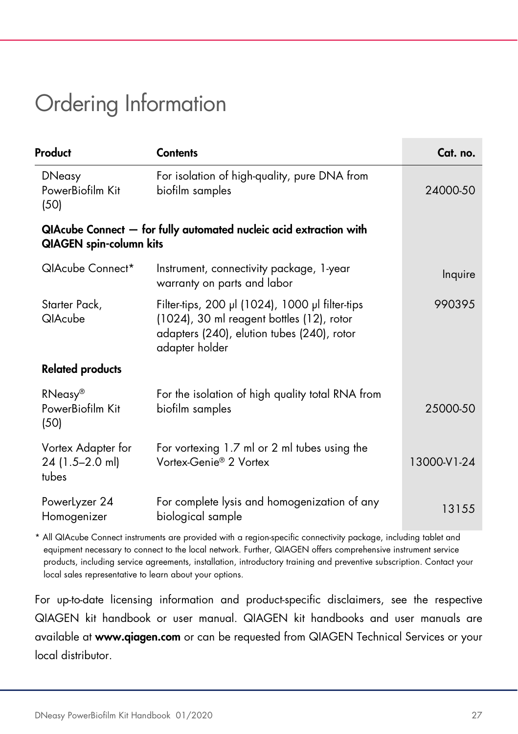# Ordering Information

| Product | Contents | Cat. no. |
|---|---|---|
| DNeasy PowerBiofilm Kit (50) | For isolation of high-quality, pure DNA from biofilm samples | 24000-50 |
| **QIAcube Connect — for fully automated nucleic acid extraction with QIAGEN spin-column kits** | | |
| QIAcube Connect* | Instrument, connectivity package, 1-year warranty on parts and labor | Inquire |
| Starter Pack, QIAcube | Filter-tips, 200 µl (1024), 1000 µl filter-tips (1024), 30 ml reagent bottles (12), rotor adapters (240), elution tubes (240), rotor adapter holder | 990395 |
| **Related products** | | |
| RNeasy® PowerBiofilm Kit (50) | For the isolation of high quality total RNA from biofilm samples | 25000-50 |
| Vortex Adapter for 24 (1.5–2.0 ml) tubes | For vortexing 1.7 ml or 2 ml tubes using the Vortex-Genie® 2 Vortex | 13000-V1-24 |
| PowerLyzer 24 Homogenizer | For complete lysis and homogenization of any biological sample | 13155 |

\* All QIAcube Connect instruments are provided with a region-specific connectivity package, including tablet and equipment necessary to connect to the local network. Further, QIAGEN offers comprehensive instrument service products, including service agreements, installation, introductory training and preventive subscription. Contact your local sales representative to learn about your options.

For up-to-date licensing information and product-specific disclaimers, see the respective QIAGEN kit handbook or user manual. QIAGEN kit handbooks and user manuals are available at **www.qiagen.com** or can be requested from QIAGEN Technical Services or your local distributor.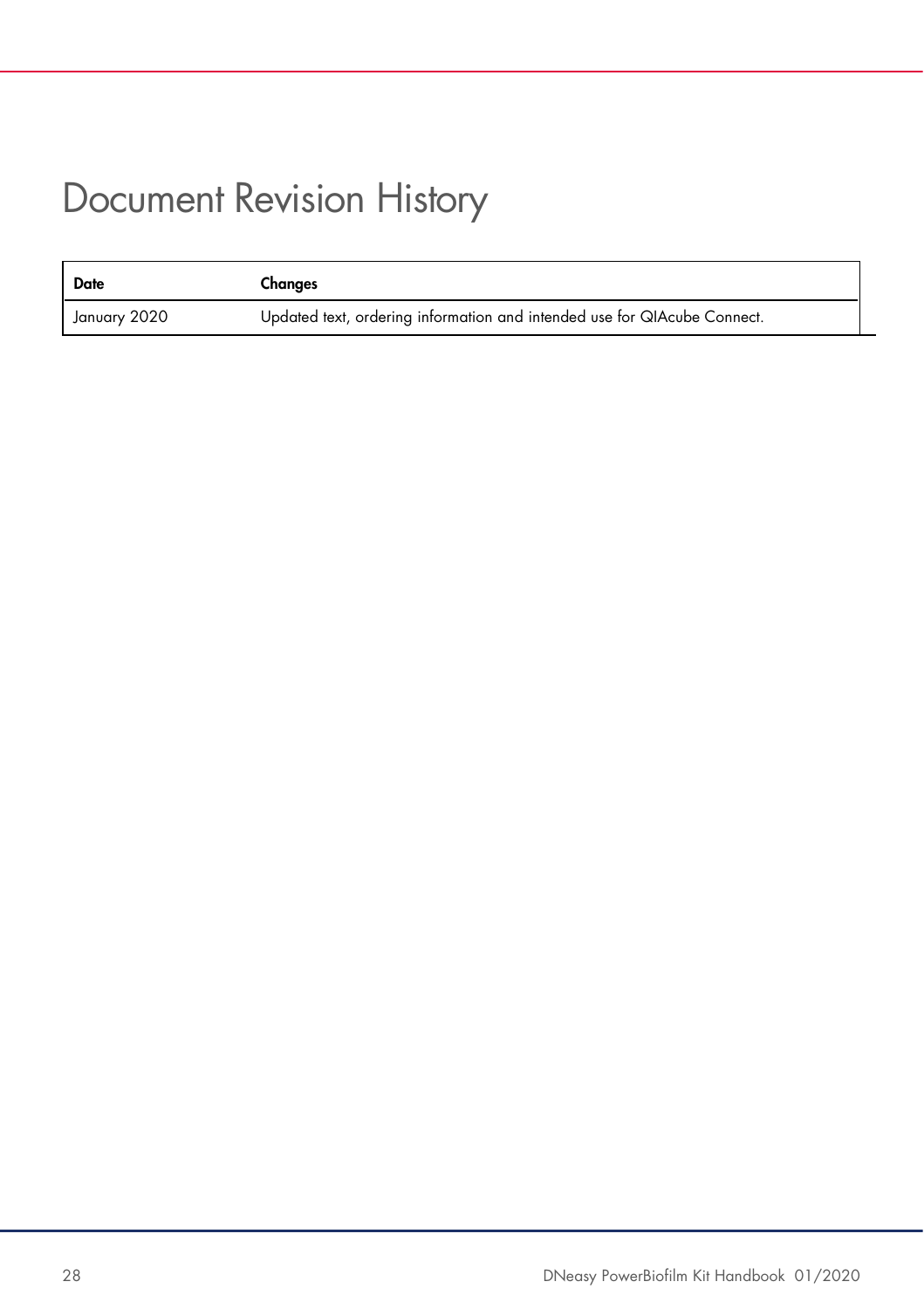# Document Revision History

| Date | Changes |
| --- | --- |
| January 2020 | Updated text, ordering information and intended use for QIAcube Connect. |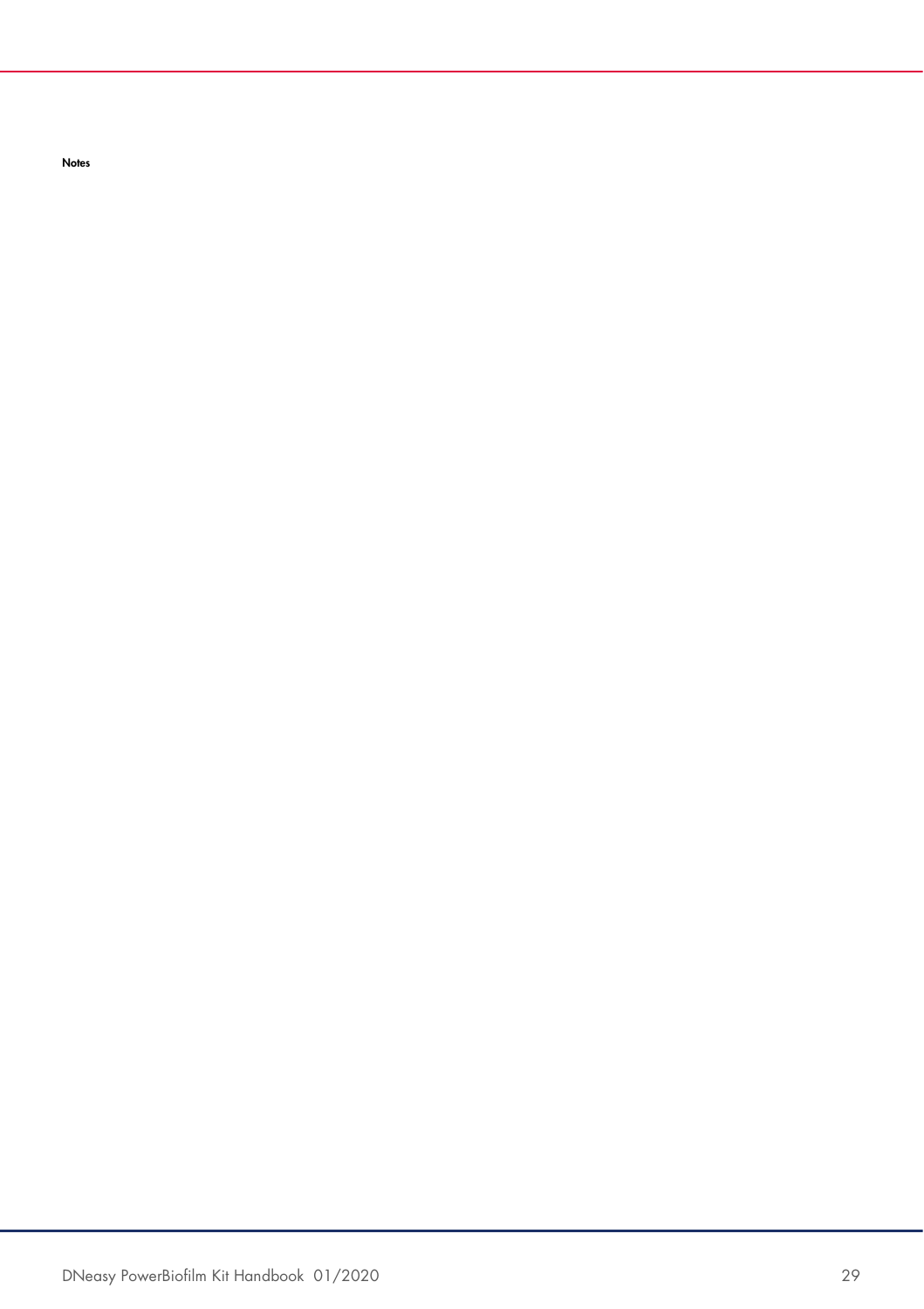**Notes**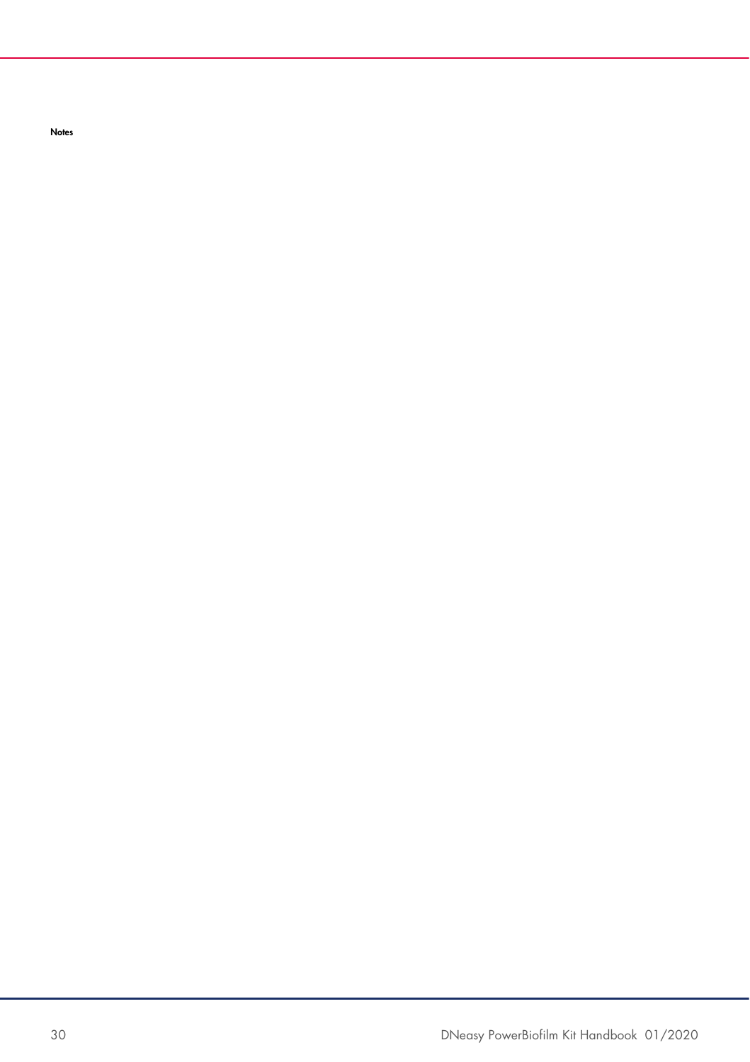**Notes**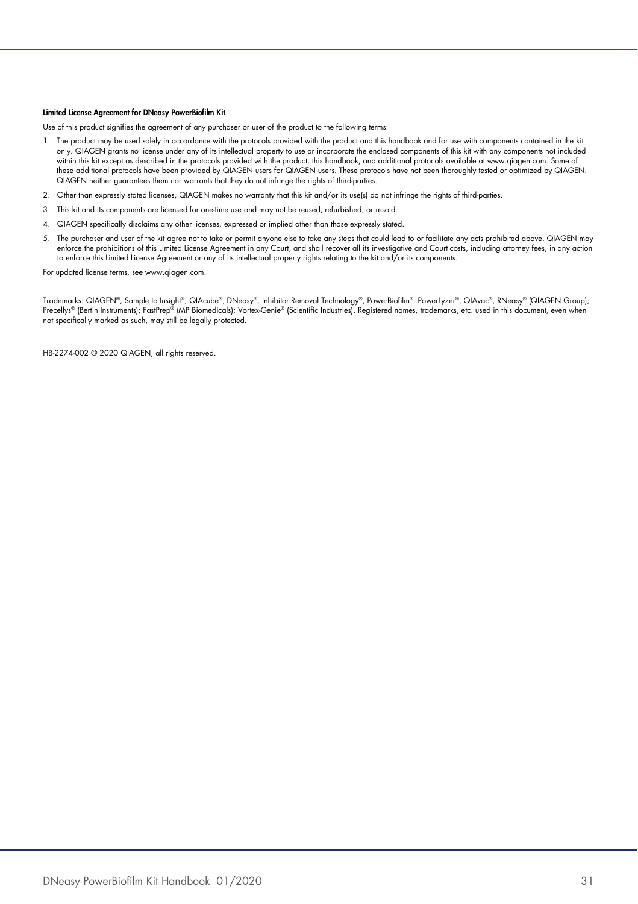#### Limited License Agreement for DNeasy PowerBiofilm Kit

Use of this product signifies the agreement of any purchaser or user of the product to the following terms:

1. The product may be used solely in accordance with the protocols provided with the product and this handbook and for use with components contained in the kit only. QIAGEN grants no license under any of its intellectual property to use or incorporate the enclosed components of this kit with any components not included within this kit except as described in the protocols provided with the product, this handbook, and additional protocols available at www.qiagen.com. Some of these additional protocols have been provided by QIAGEN users for QIAGEN users. These protocols have not been thoroughly tested or optimized by QIAGEN. QIAGEN neither guarantees them nor warrants that they do not infringe the rights of third-parties.
2. Other than expressly stated licenses, QIAGEN makes no warranty that this kit and/or its use(s) do not infringe the rights of third-parties.
3. This kit and its components are licensed for one-time use and may not be reused, refurbished, or resold.
4. QIAGEN specifically disclaims any other licenses, expressed or implied other than those expressly stated.
5. The purchaser and user of the kit agree not to take or permit anyone else to take any steps that could lead to or facilitate any acts prohibited above. QIAGEN may enforce the prohibitions of this Limited License Agreement in any Court, and shall recover all its investigative and Court costs, including attorney fees, in any action to enforce this Limited License Agreement or any of its intellectual property rights relating to the kit and/or its components.

For updated license terms, see www.qiagen.com.

Trademarks: QIAGEN®, Sample to Insight®, QIAcube®, DNeasy®, Inhibitor Removal Technology®, PowerBiofilm®, PowerLyzer®, QIAvac®, RNeasy® (QIAGEN Group); Precellys® (Bertin Instruments); FastPrep® (MP Biomedicals); Vortex-Genie® (Scientific Industries). Registered names, trademarks, etc. used in this document, even when not specifically marked as such, may still be legally protected.

HB-2274-002 © 2020 QIAGEN, all rights reserved.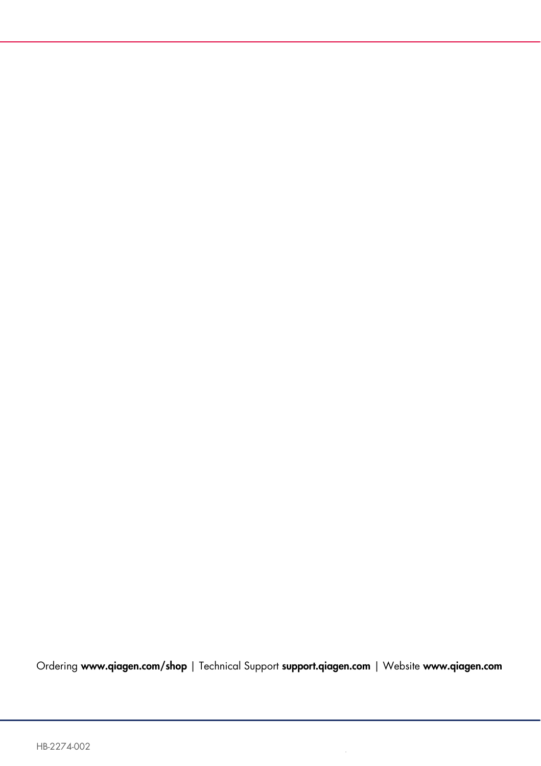Ordering **www.qiagen.com/shop** | Technical Support **support.qiagen.com** | Website **www.qiagen.com**

HB-2274-002